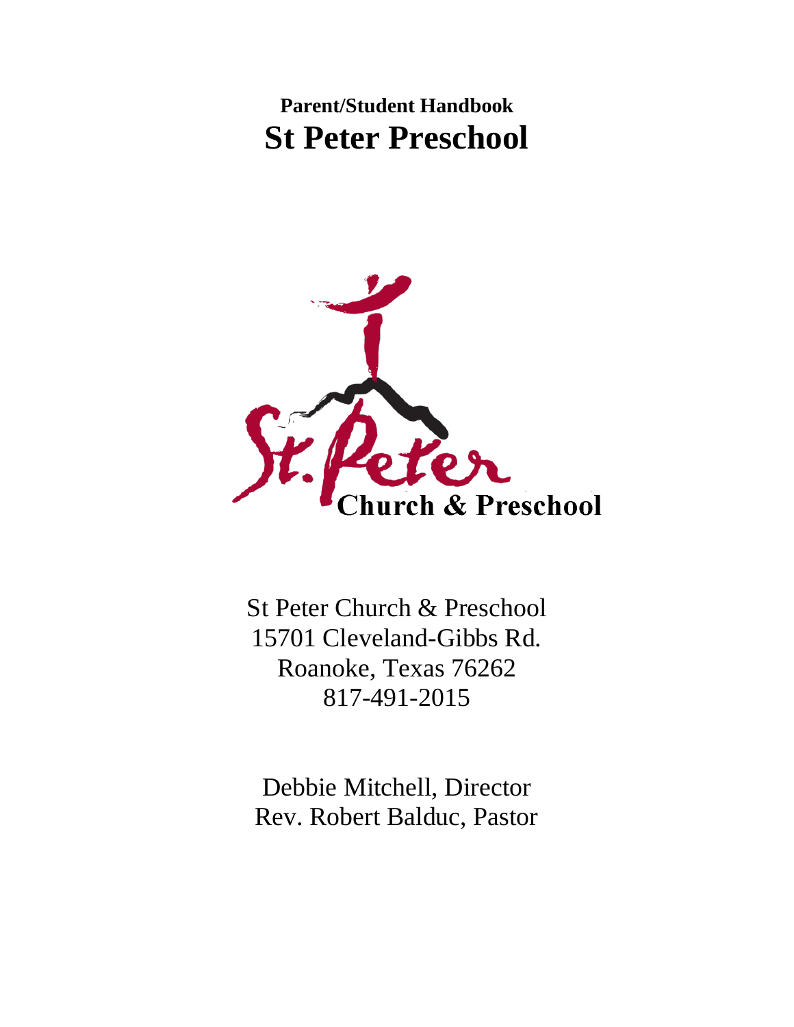**Parent/Student Handbook**

# St Peter Preschool

St. Peter
Church & Preschool

St Peter Church & Preschool
15701 Cleveland-Gibbs Rd.
Roanoke, Texas 76262
817-491-2015

Debbie Mitchell, Director
Rev. Robert Balduc, Pastor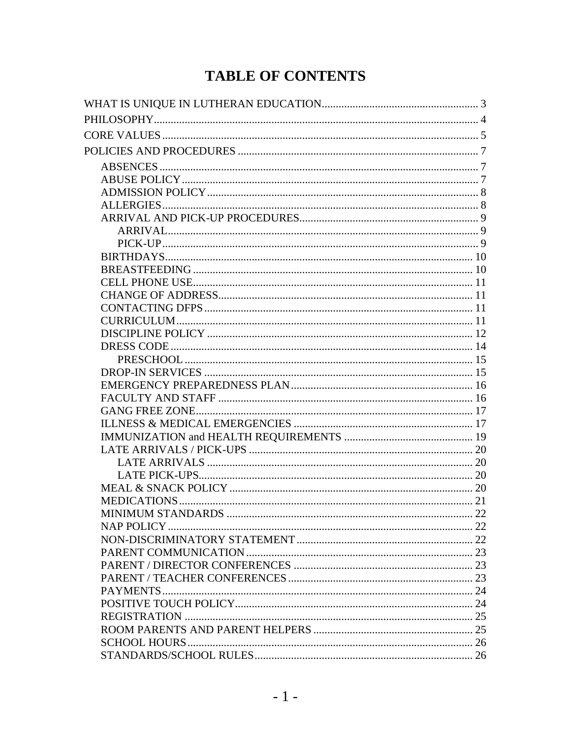# TABLE OF CONTENTS

WHAT IS UNIQUE IN LUTHERAN EDUCATION....................................................... 3
PHILOSOPHY.................................................................................................... 4
CORE VALUES ................................................................................................. 5
POLICIES AND PROCEDURES ...................................................................... 7
- ABSENCES ................................................................................................... 7
- ABUSE POLICY............................................................................................ 7
- ADMISSION POLICY................................................................................... 8
- ALLERGIES................................................................................................... 8
- ARRIVAL AND PICK-UP PROCEDURES.................................................. 9
  - ARRIVAL................................................................................................ 9
  - PICK-UP.................................................................................................. 9
- BIRTHDAYS............................................................................................... 10
- BREASTFEEDING ..................................................................................... 10
- CELL PHONE USE..................................................................................... 11
- CHANGE OF ADDRESS............................................................................ 11
- CONTACTING DFPS ................................................................................. 11
- CURRICULUM........................................................................................... 11
- DISCIPLINE POLICY ................................................................................ 12
- DRESS CODE ............................................................................................. 14
  - PRESCHOOL ........................................................................................ 15
- DROP-IN SERVICES ................................................................................. 15
- EMERGENCY PREPAREDNESS PLAN................................................... 16
- FACULTY AND STAFF ............................................................................ 16
- GANG FREE ZONE.................................................................................... 17
- ILLNESS & MEDICAL EMERGENCIES .................................................. 17
- IMMUNIZATION and HEALTH REQUIREMENTS ............................... 19
- LATE ARRIVALS / PICK-UPS ................................................................. 20
  - LATE ARRIVALS ................................................................................ 20
  - LATE PICK-UPS................................................................................... 20
- MEAL & SNACK POLICY ........................................................................ 20
- MEDICATIONS.......................................................................................... 21
- MINIMUM STANDARDS ......................................................................... 22
- NAP POLICY.............................................................................................. 22
- NON-DISCRIMINATORY STATEMENT ................................................ 22
- PARENT COMMUNICATION.................................................................. 23
- PARENT / DIRECTOR CONFERENCES ................................................. 23
- PARENT / TEACHER CONFERENCES................................................... 23
- PAYMENTS................................................................................................ 24
- POSITIVE TOUCH POLICY...................................................................... 24
- REGISTRATION ........................................................................................ 25
- ROOM PARENTS AND PARENT HELPERS .......................................... 25
- SCHOOL HOURS....................................................................................... 26
- STANDARDS/SCHOOL RULES............................................................... 26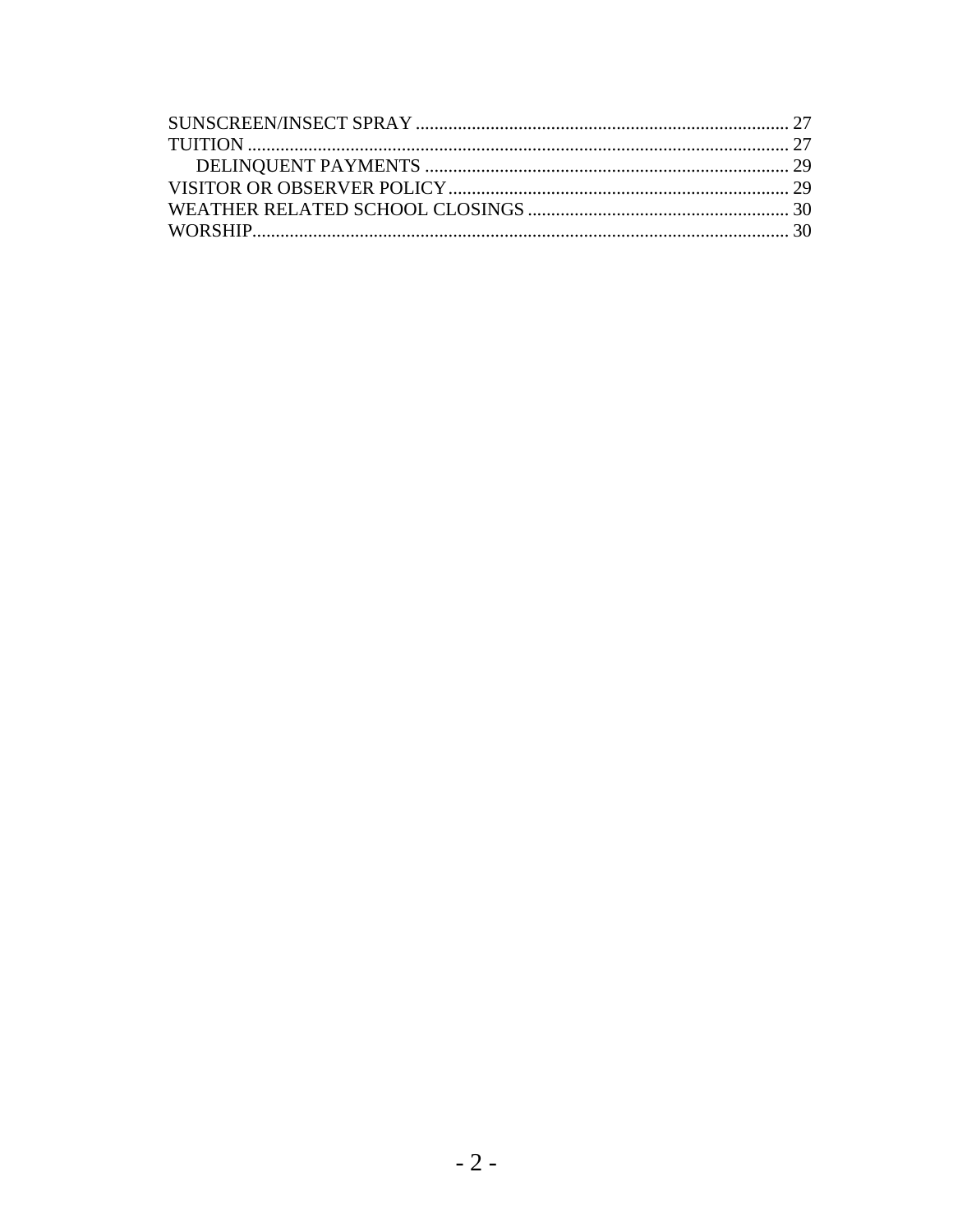SUNSCREEN/INSECT SPRAY ........................................................................... 27
TUITION .................................................................................................................... 27
DELINQUENT PAYMENTS ........................................................................... 29
VISITOR OR OBSERVER POLICY ......................................................................... 29
WEATHER RELATED SCHOOL CLOSINGS ........................................................ 30
WORSHIP .................................................................................................................. 30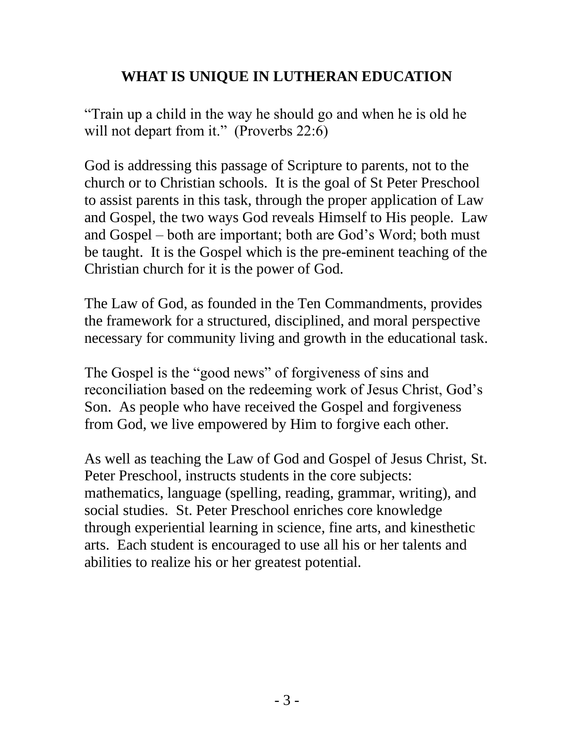## WHAT IS UNIQUE IN LUTHERAN EDUCATION

"Train up a child in the way he should go and when he is old he will not depart from it." (Proverbs 22:6)

God is addressing this passage of Scripture to parents, not to the church or to Christian schools. It is the goal of St Peter Preschool to assist parents in this task, through the proper application of Law and Gospel, the two ways God reveals Himself to His people. Law and Gospel – both are important; both are God's Word; both must be taught. It is the Gospel which is the pre-eminent teaching of the Christian church for it is the power of God.

The Law of God, as founded in the Ten Commandments, provides the framework for a structured, disciplined, and moral perspective necessary for community living and growth in the educational task.

The Gospel is the "good news" of forgiveness of sins and reconciliation based on the redeeming work of Jesus Christ, God's Son. As people who have received the Gospel and forgiveness from God, we live empowered by Him to forgive each other.

As well as teaching the Law of God and Gospel of Jesus Christ, St. Peter Preschool, instructs students in the core subjects: mathematics, language (spelling, reading, grammar, writing), and social studies. St. Peter Preschool enriches core knowledge through experiential learning in science, fine arts, and kinesthetic arts. Each student is encouraged to use all his or her talents and abilities to realize his or her greatest potential.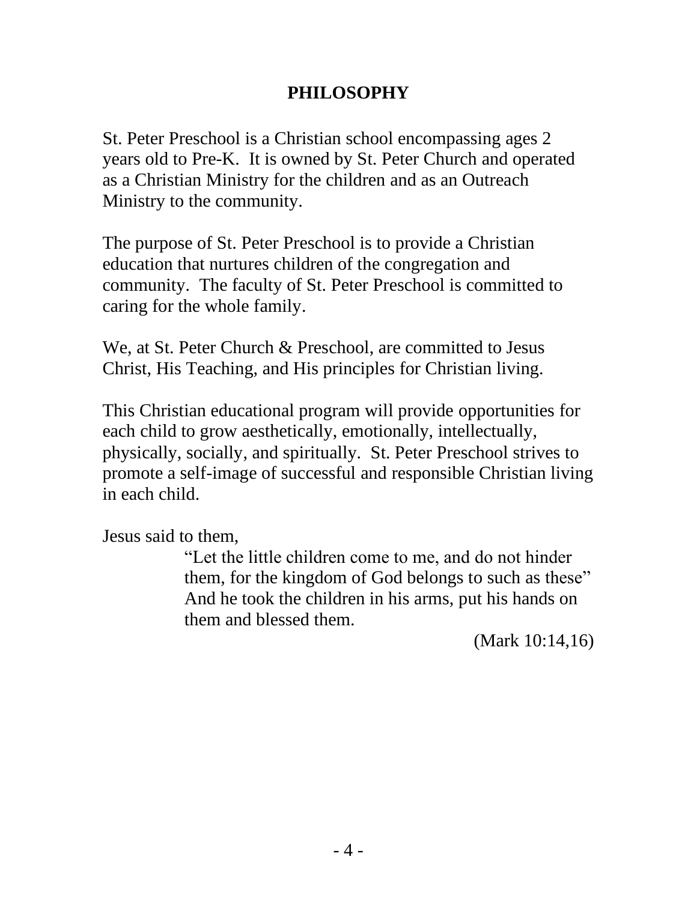## PHILOSOPHY

St. Peter Preschool is a Christian school encompassing ages 2 years old to Pre-K. It is owned by St. Peter Church and operated as a Christian Ministry for the children and as an Outreach Ministry to the community.

The purpose of St. Peter Preschool is to provide a Christian education that nurtures children of the congregation and community. The faculty of St. Peter Preschool is committed to caring for the whole family.

We, at St. Peter Church & Preschool, are committed to Jesus Christ, His Teaching, and His principles for Christian living.

This Christian educational program will provide opportunities for each child to grow aesthetically, emotionally, intellectually, physically, socially, and spiritually. St. Peter Preschool strives to promote a self-image of successful and responsible Christian living in each child.

Jesus said to them,

> "Let the little children come to me, and do not hinder them, for the kingdom of God belongs to such as these" And he took the children in his arms, put his hands on them and blessed them.
>
> (Mark 10:14,16)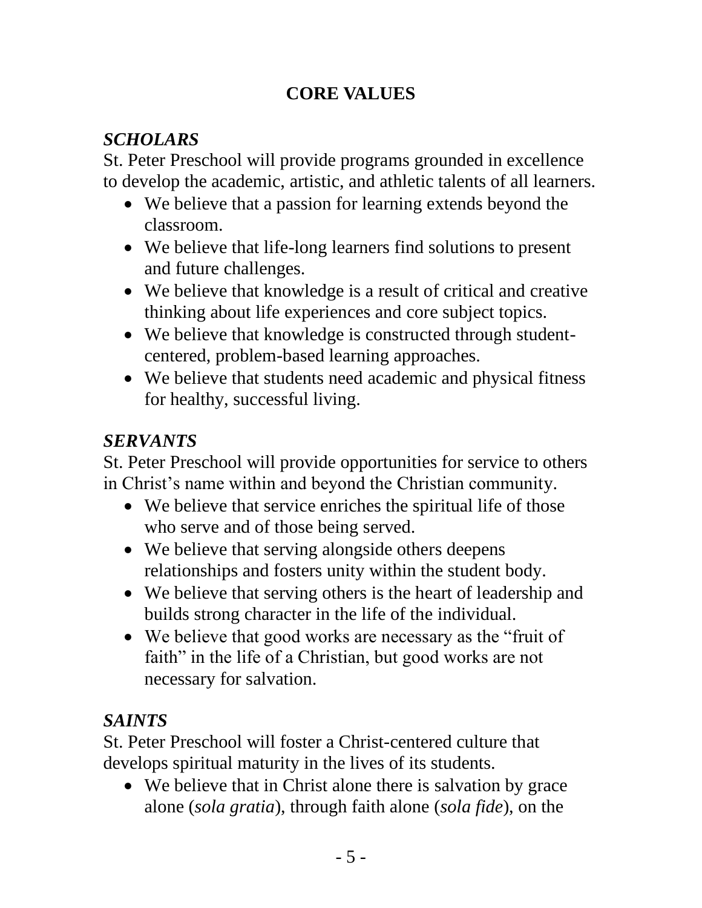## CORE VALUES

### *SCHOLARS*

St. Peter Preschool will provide programs grounded in excellence to develop the academic, artistic, and athletic talents of all learners.

- We believe that a passion for learning extends beyond the classroom.
- We believe that life-long learners find solutions to present and future challenges.
- We believe that knowledge is a result of critical and creative thinking about life experiences and core subject topics.
- We believe that knowledge is constructed through student-centered, problem-based learning approaches.
- We believe that students need academic and physical fitness for healthy, successful living.

### *SERVANTS*

St. Peter Preschool will provide opportunities for service to others in Christ's name within and beyond the Christian community.

- We believe that service enriches the spiritual life of those who serve and of those being served.
- We believe that serving alongside others deepens relationships and fosters unity within the student body.
- We believe that serving others is the heart of leadership and builds strong character in the life of the individual.
- We believe that good works are necessary as the "fruit of faith" in the life of a Christian, but good works are not necessary for salvation.

### *SAINTS*

St. Peter Preschool will foster a Christ-centered culture that develops spiritual maturity in the lives of its students.

- We believe that in Christ alone there is salvation by grace alone (*sola gratia*), through faith alone (*sola fide*), on the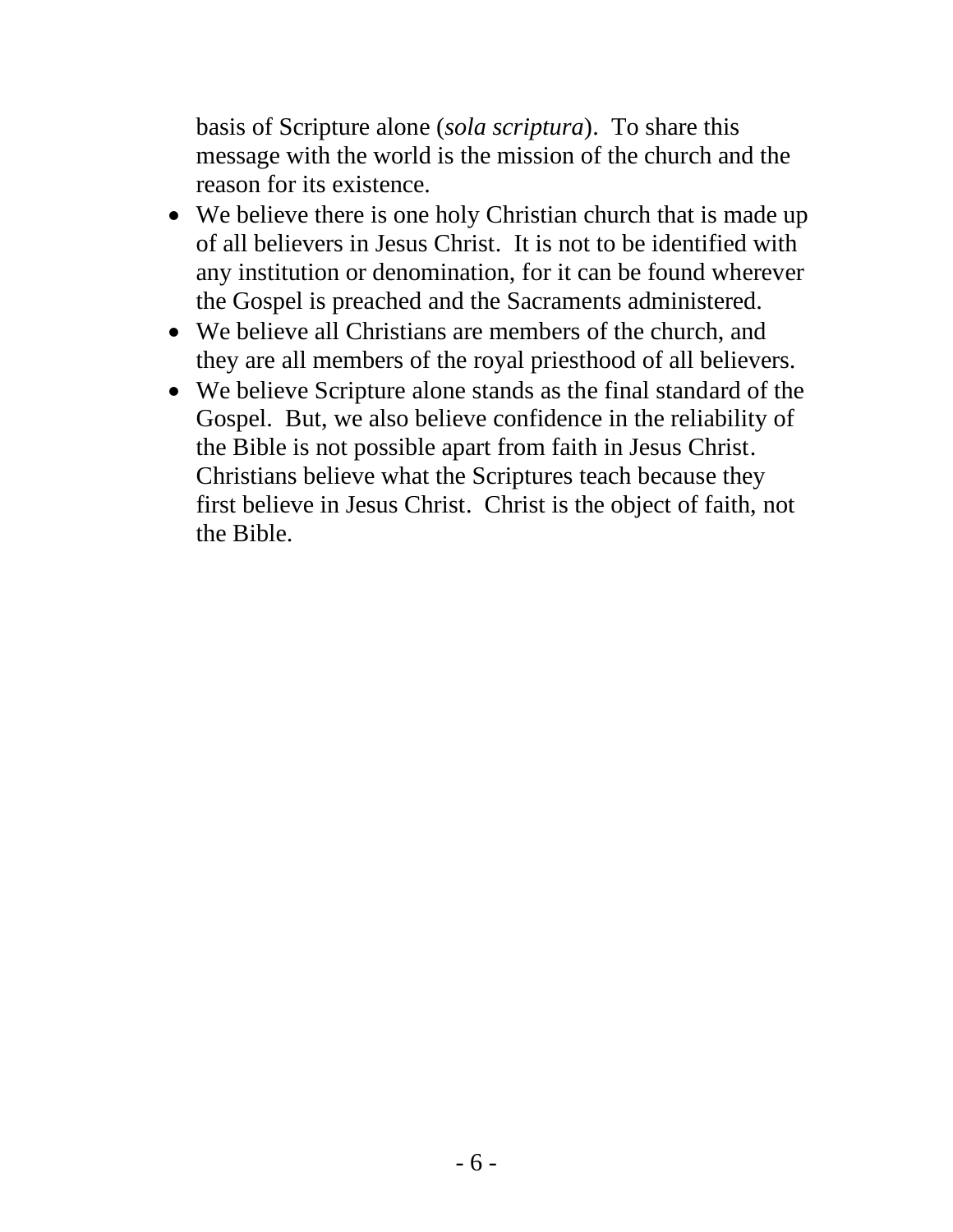basis of Scripture alone (*sola scriptura*). To share this message with the world is the mission of the church and the reason for its existence.

- We believe there is one holy Christian church that is made up of all believers in Jesus Christ. It is not to be identified with any institution or denomination, for it can be found wherever the Gospel is preached and the Sacraments administered.
- We believe all Christians are members of the church, and they are all members of the royal priesthood of all believers.
- We believe Scripture alone stands as the final standard of the Gospel. But, we also believe confidence in the reliability of the Bible is not possible apart from faith in Jesus Christ. Christians believe what the Scriptures teach because they first believe in Jesus Christ. Christ is the object of faith, not the Bible.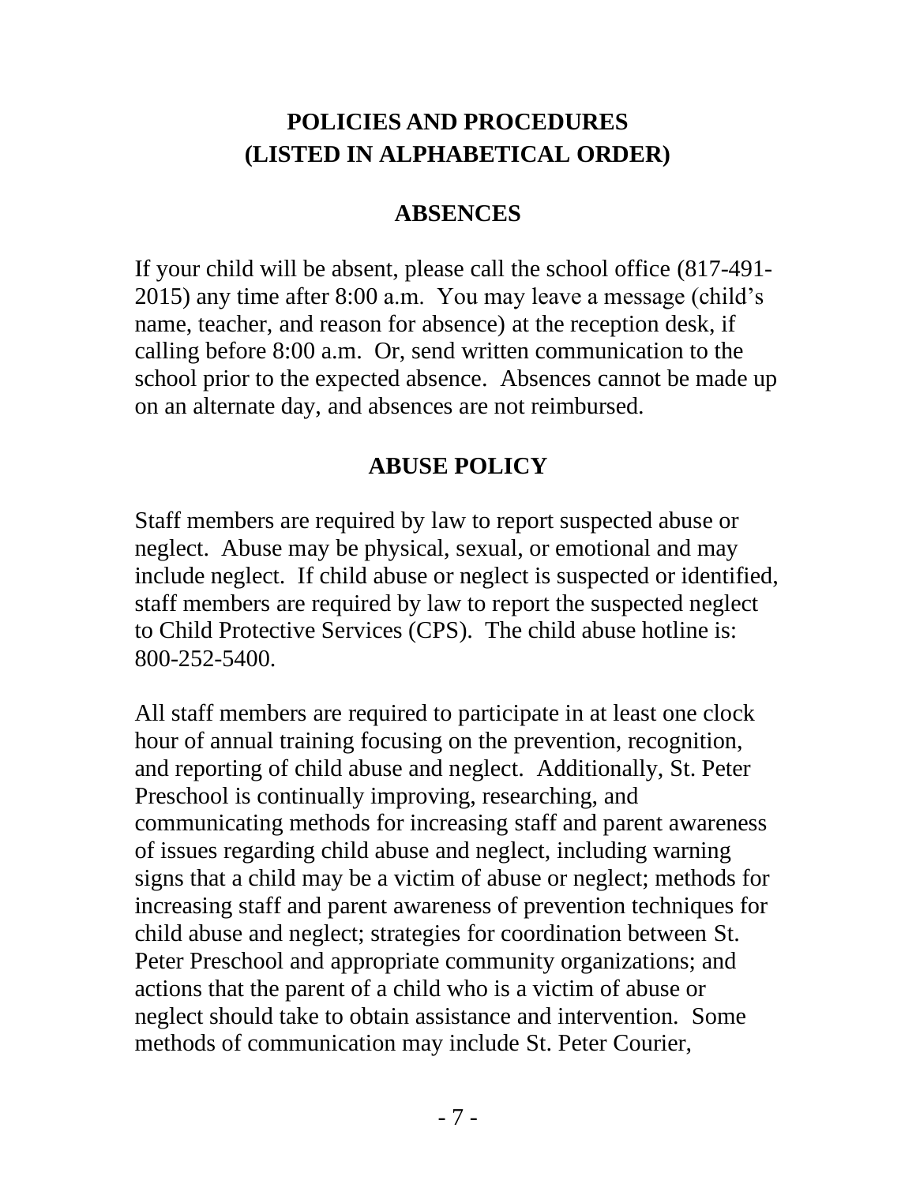# POLICIES AND PROCEDURES (LISTED IN ALPHABETICAL ORDER)

## ABSENCES

If your child will be absent, please call the school office (817-491-2015) any time after 8:00 a.m. You may leave a message (child's name, teacher, and reason for absence) at the reception desk, if calling before 8:00 a.m. Or, send written communication to the school prior to the expected absence. Absences cannot be made up on an alternate day, and absences are not reimbursed.

## ABUSE POLICY

Staff members are required by law to report suspected abuse or neglect. Abuse may be physical, sexual, or emotional and may include neglect. If child abuse or neglect is suspected or identified, staff members are required by law to report the suspected neglect to Child Protective Services (CPS). The child abuse hotline is: 800-252-5400.

All staff members are required to participate in at least one clock hour of annual training focusing on the prevention, recognition, and reporting of child abuse and neglect. Additionally, St. Peter Preschool is continually improving, researching, and communicating methods for increasing staff and parent awareness of issues regarding child abuse and neglect, including warning signs that a child may be a victim of abuse or neglect; methods for increasing staff and parent awareness of prevention techniques for child abuse and neglect; strategies for coordination between St. Peter Preschool and appropriate community organizations; and actions that the parent of a child who is a victim of abuse or neglect should take to obtain assistance and intervention. Some methods of communication may include St. Peter Courier,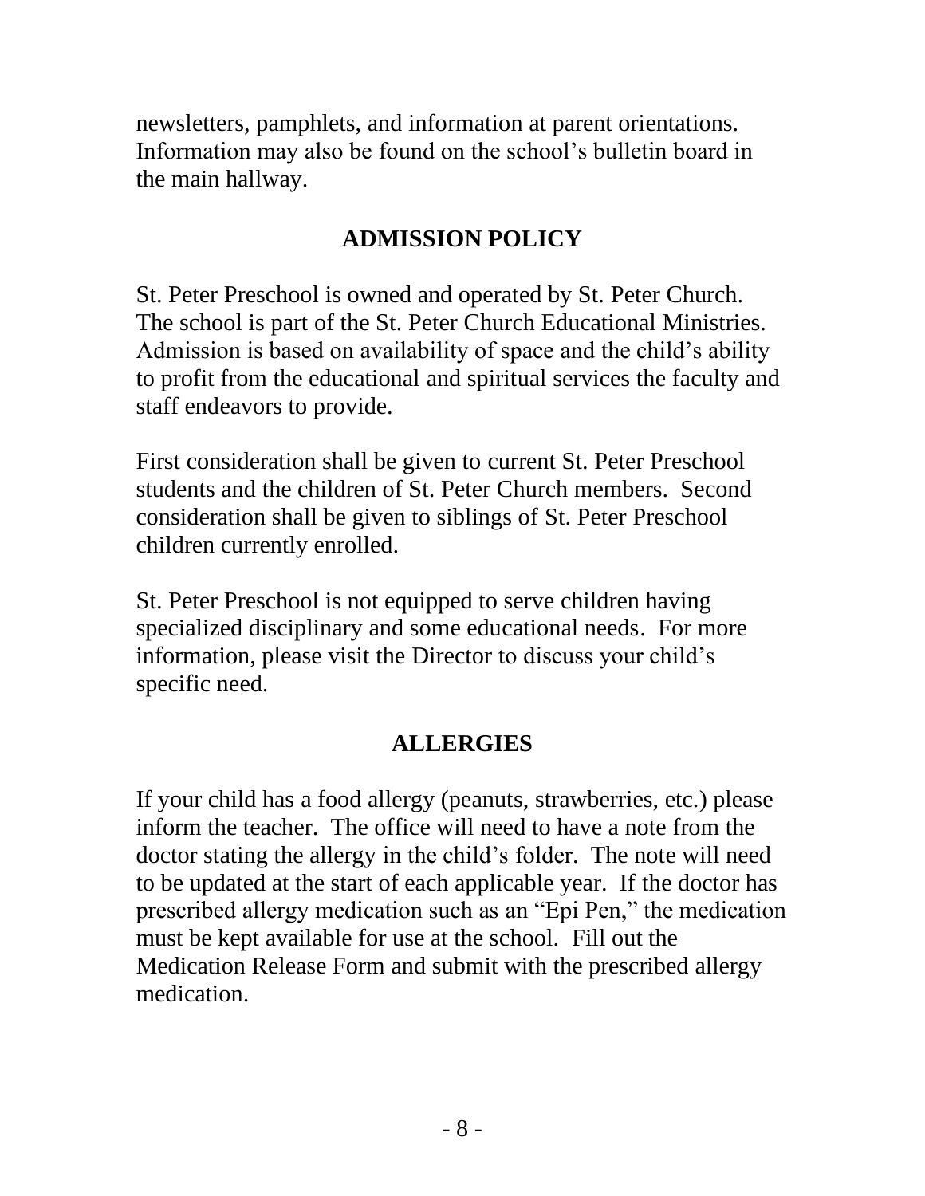newsletters, pamphlets, and information at parent orientations. Information may also be found on the school's bulletin board in the main hallway.

## ADMISSION POLICY

St. Peter Preschool is owned and operated by St. Peter Church. The school is part of the St. Peter Church Educational Ministries. Admission is based on availability of space and the child's ability to profit from the educational and spiritual services the faculty and staff endeavors to provide.

First consideration shall be given to current St. Peter Preschool students and the children of St. Peter Church members. Second consideration shall be given to siblings of St. Peter Preschool children currently enrolled.

St. Peter Preschool is not equipped to serve children having specialized disciplinary and some educational needs. For more information, please visit the Director to discuss your child's specific need.

## ALLERGIES

If your child has a food allergy (peanuts, strawberries, etc.) please inform the teacher. The office will need to have a note from the doctor stating the allergy in the child's folder. The note will need to be updated at the start of each applicable year. If the doctor has prescribed allergy medication such as an "Epi Pen," the medication must be kept available for use at the school. Fill out the Medication Release Form and submit with the prescribed allergy medication.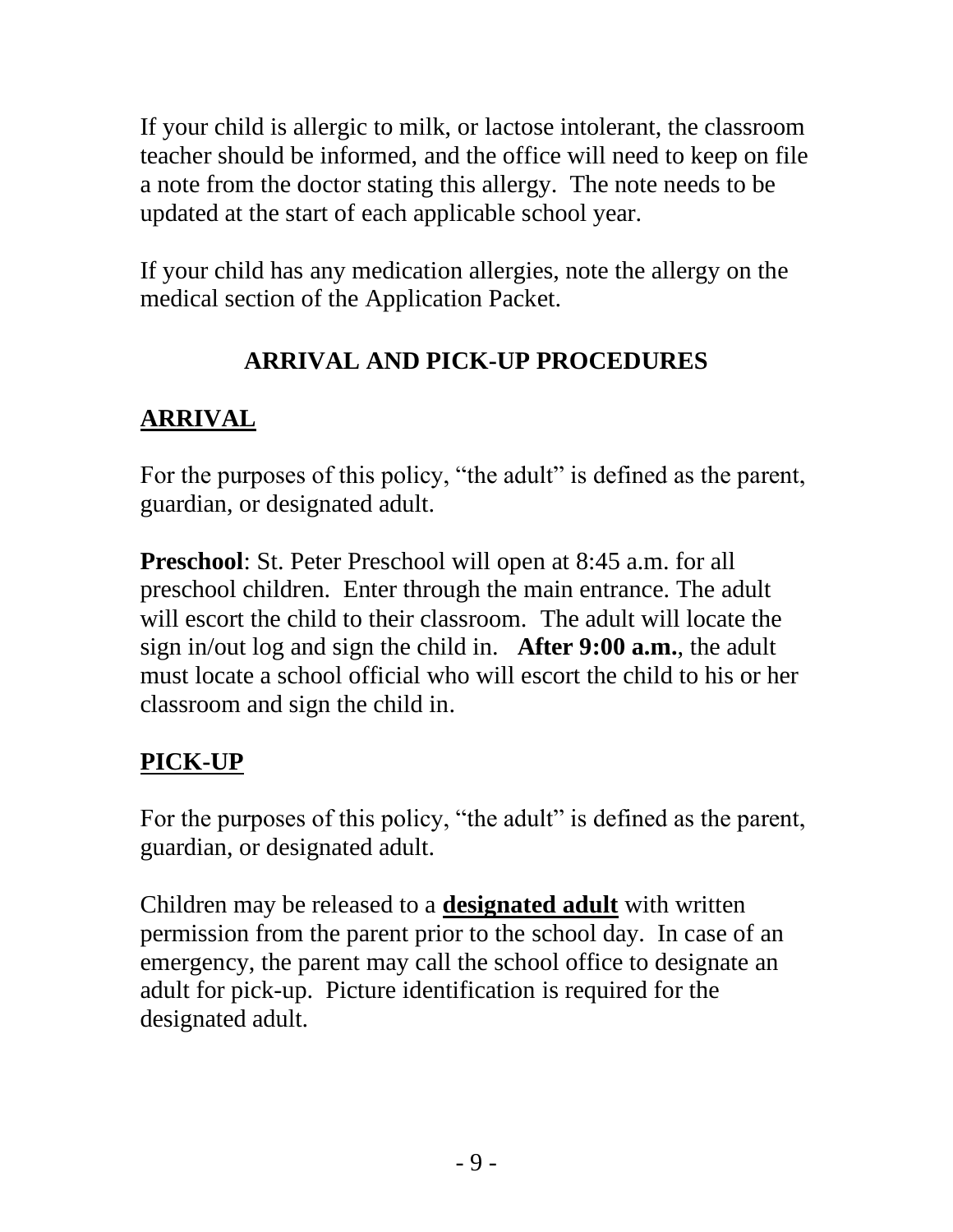If your child is allergic to milk, or lactose intolerant, the classroom teacher should be informed, and the office will need to keep on file a note from the doctor stating this allergy. The note needs to be updated at the start of each applicable school year.

If your child has any medication allergies, note the allergy on the medical section of the Application Packet.

## ARRIVAL AND PICK-UP PROCEDURES

### ARRIVAL

For the purposes of this policy, "the adult" is defined as the parent, guardian, or designated adult.

**Preschool**: St. Peter Preschool will open at 8:45 a.m. for all preschool children. Enter through the main entrance. The adult will escort the child to their classroom. The adult will locate the sign in/out log and sign the child in. **After 9:00 a.m.**, the adult must locate a school official who will escort the child to his or her classroom and sign the child in.

### PICK-UP

For the purposes of this policy, "the adult" is defined as the parent, guardian, or designated adult.

Children may be released to a **designated adult** with written permission from the parent prior to the school day. In case of an emergency, the parent may call the school office to designate an adult for pick-up. Picture identification is required for the designated adult.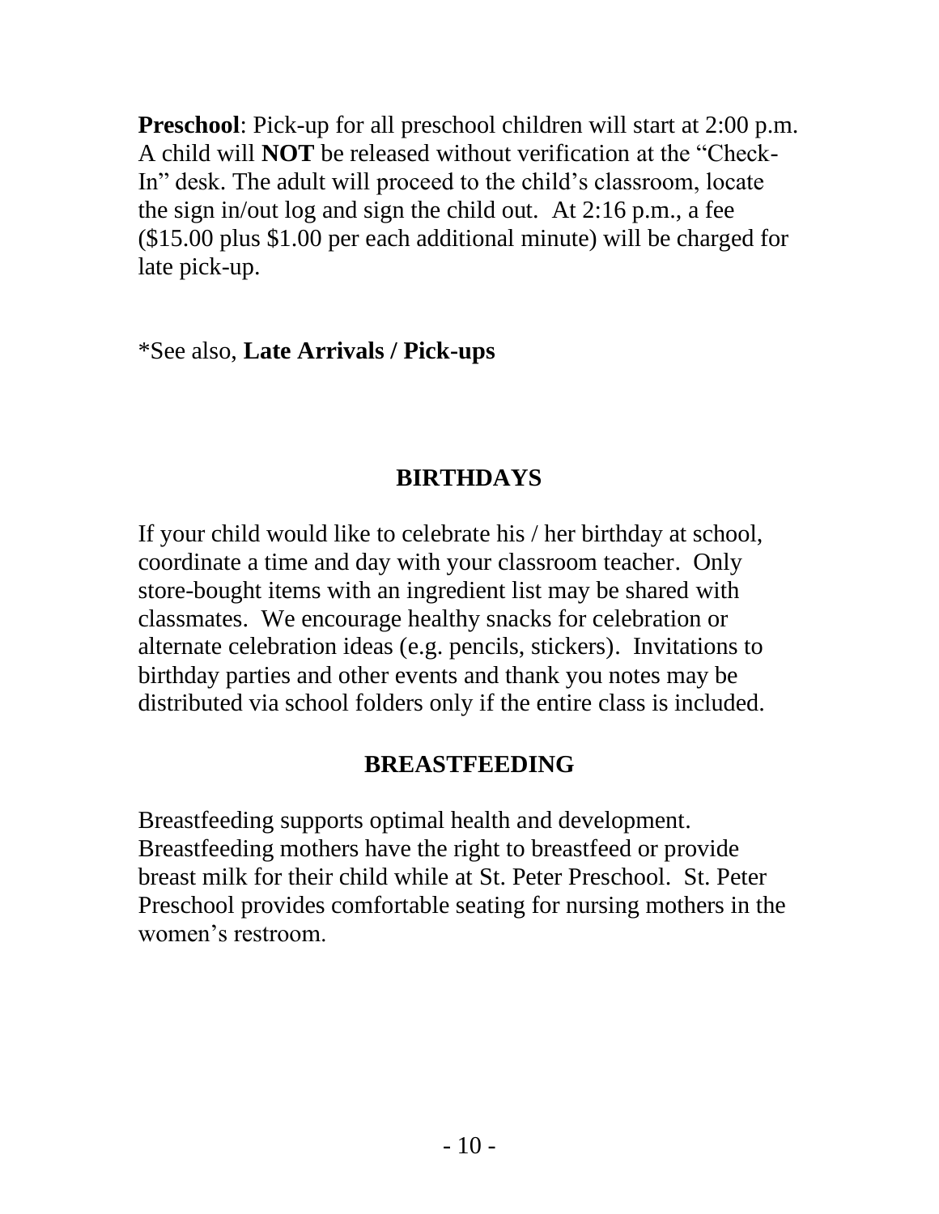**Preschool**: Pick-up for all preschool children will start at 2:00 p.m. A child will **NOT** be released without verification at the "Check-In" desk. The adult will proceed to the child's classroom, locate the sign in/out log and sign the child out. At 2:16 p.m., a fee ($15.00 plus $1.00 per each additional minute) will be charged for late pick-up.

*See also, **Late Arrivals / Pick-ups**

## BIRTHDAYS

If your child would like to celebrate his / her birthday at school, coordinate a time and day with your classroom teacher. Only store-bought items with an ingredient list may be shared with classmates. We encourage healthy snacks for celebration or alternate celebration ideas (e.g. pencils, stickers). Invitations to birthday parties and other events and thank you notes may be distributed via school folders only if the entire class is included.

## BREASTFEEDING

Breastfeeding supports optimal health and development. Breastfeeding mothers have the right to breastfeed or provide breast milk for their child while at St. Peter Preschool. St. Peter Preschool provides comfortable seating for nursing mothers in the women's restroom.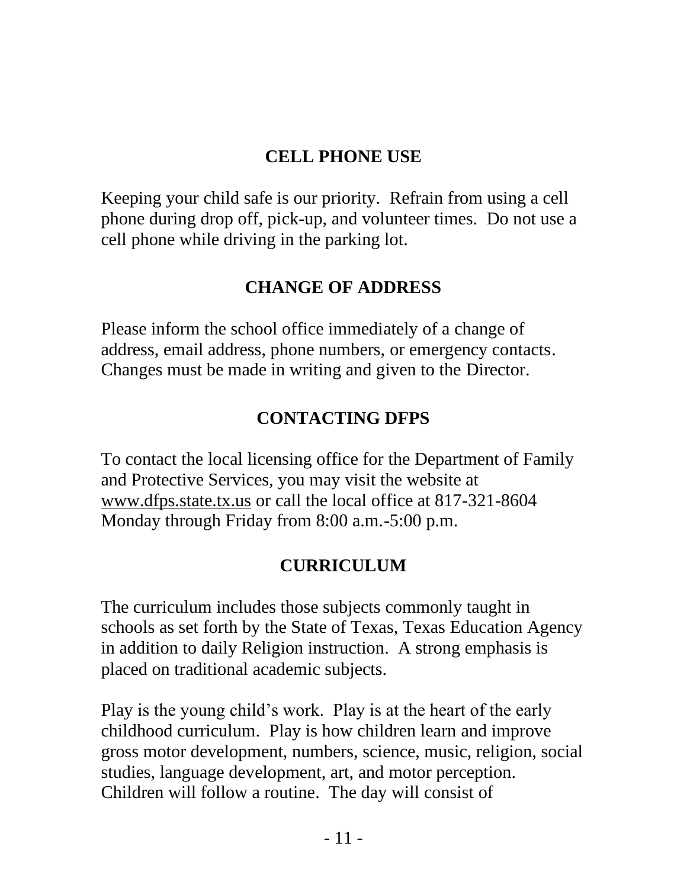## CELL PHONE USE

Keeping your child safe is our priority. Refrain from using a cell phone during drop off, pick-up, and volunteer times. Do not use a cell phone while driving in the parking lot.

## CHANGE OF ADDRESS

Please inform the school office immediately of a change of address, email address, phone numbers, or emergency contacts. Changes must be made in writing and given to the Director.

## CONTACTING DFPS

To contact the local licensing office for the Department of Family and Protective Services, you may visit the website at www.dfps.state.tx.us or call the local office at 817-321-8604 Monday through Friday from 8:00 a.m.-5:00 p.m.

## CURRICULUM

The curriculum includes those subjects commonly taught in schools as set forth by the State of Texas, Texas Education Agency in addition to daily Religion instruction. A strong emphasis is placed on traditional academic subjects.

Play is the young child's work. Play is at the heart of the early childhood curriculum. Play is how children learn and improve gross motor development, numbers, science, music, religion, social studies, language development, art, and motor perception. Children will follow a routine. The day will consist of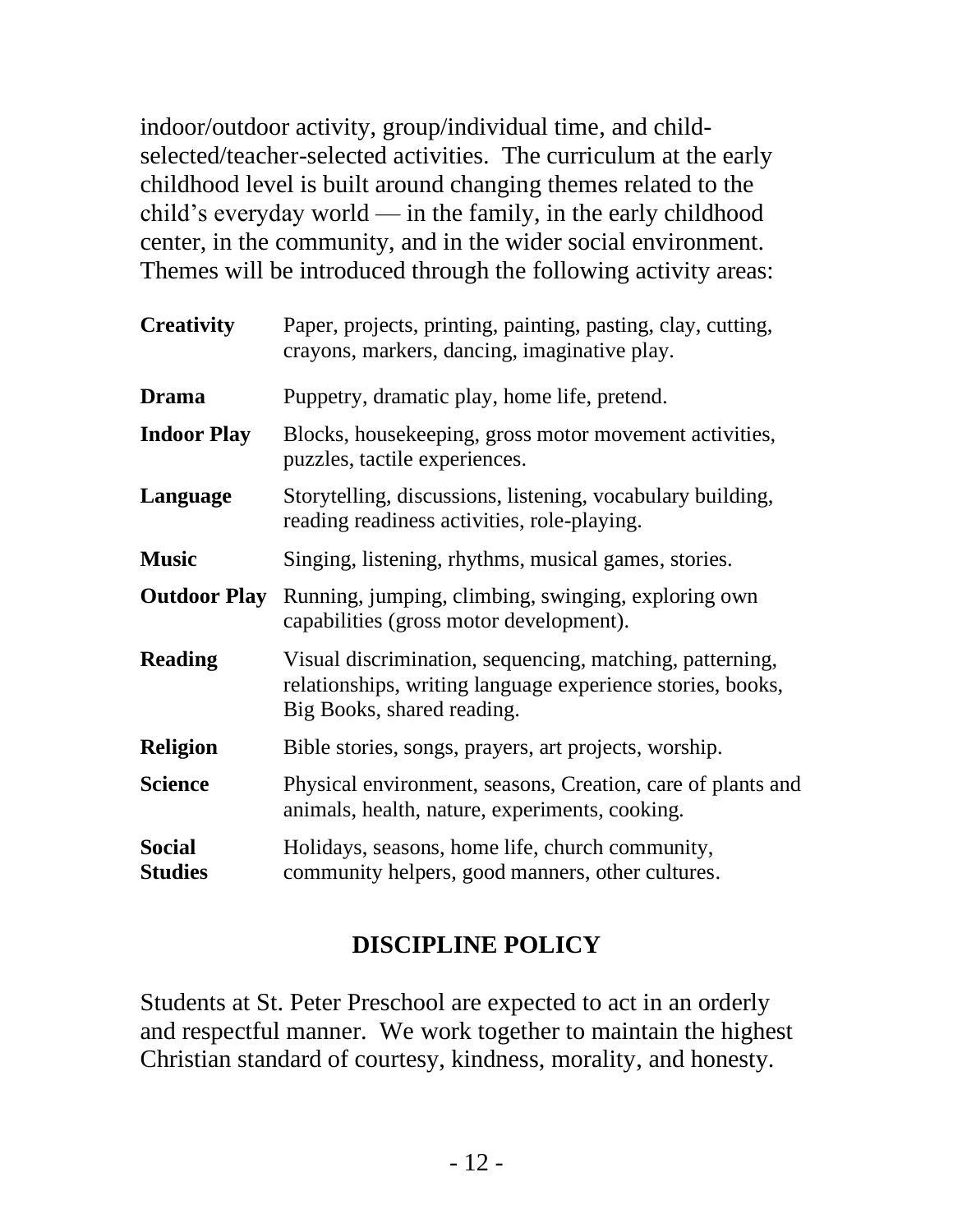indoor/outdoor activity, group/individual time, and child-selected/teacher-selected activities. The curriculum at the early childhood level is built around changing themes related to the child's everyday world — in the family, in the early childhood center, in the community, and in the wider social environment. Themes will be introduced through the following activity areas:

| | |
|---|---|
| **Creativity** | Paper, projects, printing, painting, pasting, clay, cutting, crayons, markers, dancing, imaginative play. |
| **Drama** | Puppetry, dramatic play, home life, pretend. |
| **Indoor Play** | Blocks, housekeeping, gross motor movement activities, puzzles, tactile experiences. |
| **Language** | Storytelling, discussions, listening, vocabulary building, reading readiness activities, role-playing. |
| **Music** | Singing, listening, rhythms, musical games, stories. |
| **Outdoor Play** | Running, jumping, climbing, swinging, exploring own capabilities (gross motor development). |
| **Reading** | Visual discrimination, sequencing, matching, patterning, relationships, writing language experience stories, books, Big Books, shared reading. |
| **Religion** | Bible stories, songs, prayers, art projects, worship. |
| **Science** | Physical environment, seasons, Creation, care of plants and animals, health, nature, experiments, cooking. |
| **Social Studies** | Holidays, seasons, home life, church community, community helpers, good manners, other cultures. |

## DISCIPLINE POLICY

Students at St. Peter Preschool are expected to act in an orderly and respectful manner. We work together to maintain the highest Christian standard of courtesy, kindness, morality, and honesty.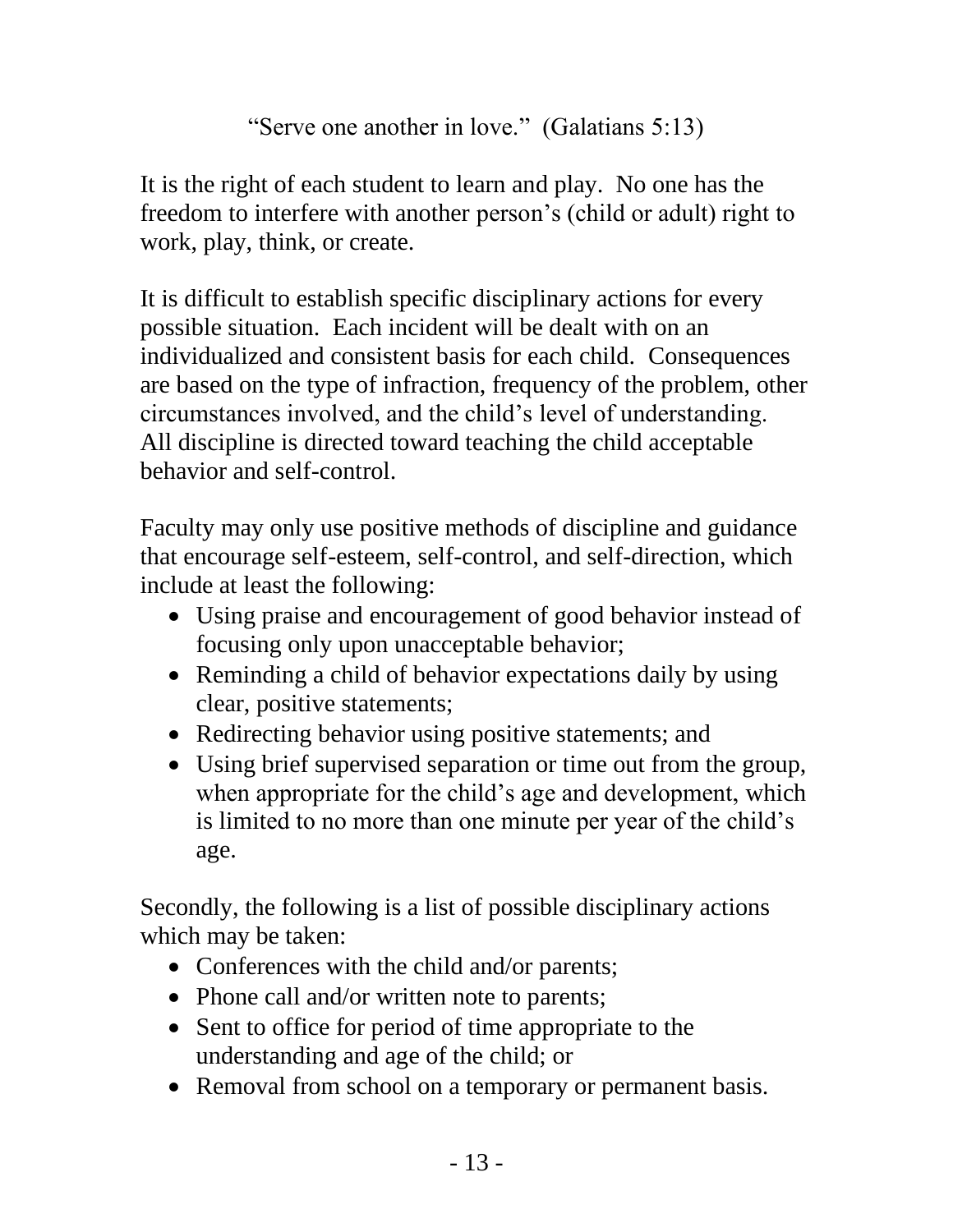“Serve one another in love.” (Galatians 5:13)

It is the right of each student to learn and play. No one has the freedom to interfere with another person’s (child or adult) right to work, play, think, or create.

It is difficult to establish specific disciplinary actions for every possible situation. Each incident will be dealt with on an individualized and consistent basis for each child. Consequences are based on the type of infraction, frequency of the problem, other circumstances involved, and the child’s level of understanding. All discipline is directed toward teaching the child acceptable behavior and self-control.

Faculty may only use positive methods of discipline and guidance that encourage self-esteem, self-control, and self-direction, which include at least the following:

- Using praise and encouragement of good behavior instead of focusing only upon unacceptable behavior;
- Reminding a child of behavior expectations daily by using clear, positive statements;
- Redirecting behavior using positive statements; and
- Using brief supervised separation or time out from the group, when appropriate for the child’s age and development, which is limited to no more than one minute per year of the child’s age.

Secondly, the following is a list of possible disciplinary actions which may be taken:

- Conferences with the child and/or parents;
- Phone call and/or written note to parents;
- Sent to office for period of time appropriate to the understanding and age of the child; or
- Removal from school on a temporary or permanent basis.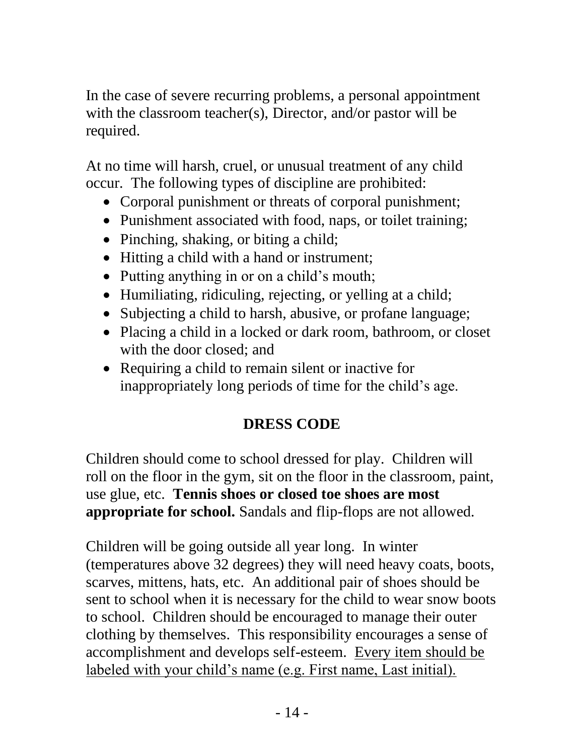In the case of severe recurring problems, a personal appointment with the classroom teacher(s), Director, and/or pastor will be required.

At no time will harsh, cruel, or unusual treatment of any child occur. The following types of discipline are prohibited:

- Corporal punishment or threats of corporal punishment;
- Punishment associated with food, naps, or toilet training;
- Pinching, shaking, or biting a child;
- Hitting a child with a hand or instrument;
- Putting anything in or on a child's mouth;
- Humiliating, ridiculing, rejecting, or yelling at a child;
- Subjecting a child to harsh, abusive, or profane language;
- Placing a child in a locked or dark room, bathroom, or closet with the door closed; and
- Requiring a child to remain silent or inactive for inappropriately long periods of time for the child's age.

## DRESS CODE

Children should come to school dressed for play. Children will roll on the floor in the gym, sit on the floor in the classroom, paint, use glue, etc. **Tennis shoes or closed toe shoes are most appropriate for school.** Sandals and flip-flops are not allowed.

Children will be going outside all year long. In winter (temperatures above 32 degrees) they will need heavy coats, boots, scarves, mittens, hats, etc. An additional pair of shoes should be sent to school when it is necessary for the child to wear snow boots to school. Children should be encouraged to manage their outer clothing by themselves. This responsibility encourages a sense of accomplishment and develops self-esteem. <u>Every item should be labeled with your child's name (e.g. First name, Last initial).</u>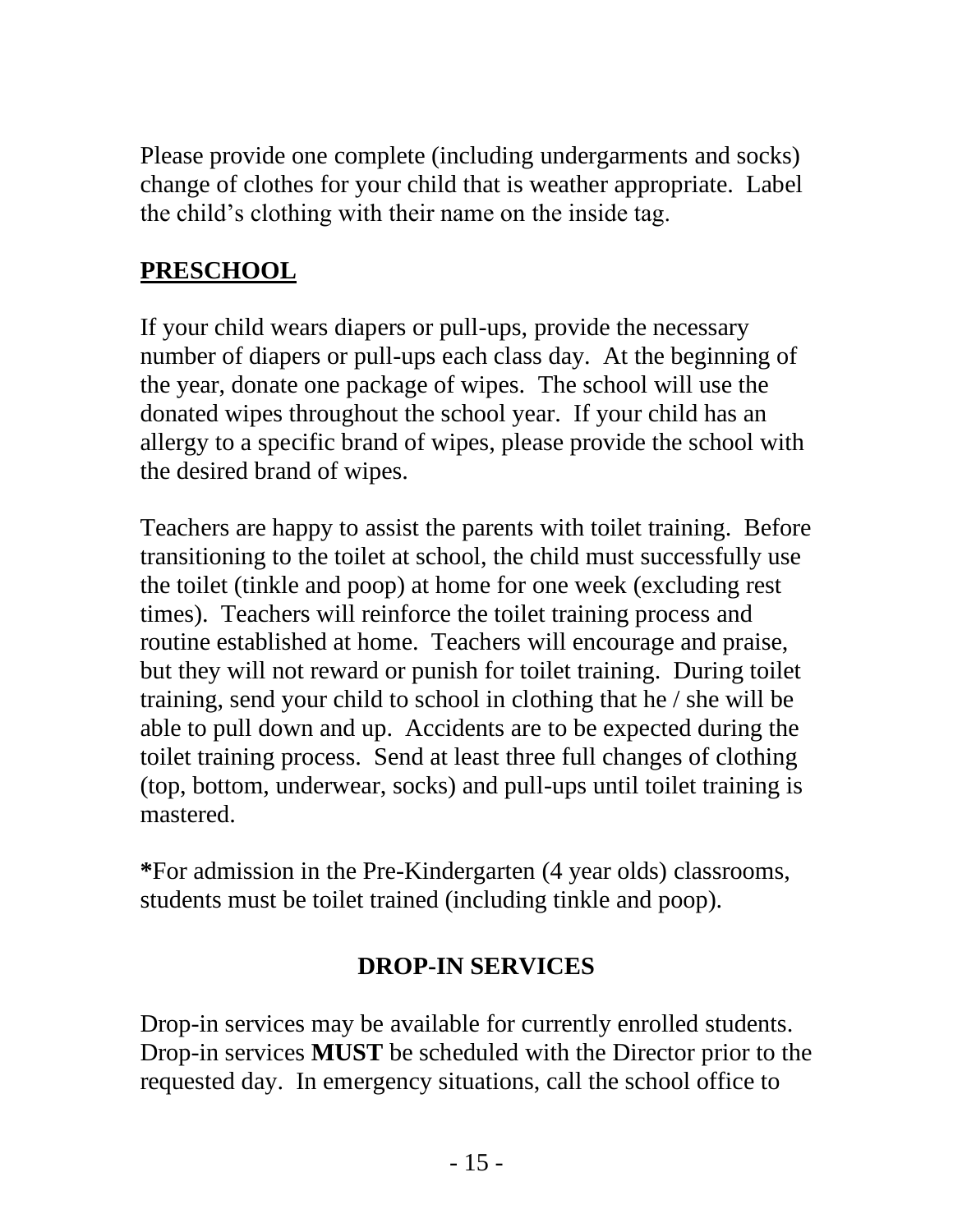Please provide one complete (including undergarments and socks) change of clothes for your child that is weather appropriate. Label the child's clothing with their name on the inside tag.

## PRESCHOOL

If your child wears diapers or pull-ups, provide the necessary number of diapers or pull-ups each class day. At the beginning of the year, donate one package of wipes. The school will use the donated wipes throughout the school year. If your child has an allergy to a specific brand of wipes, please provide the school with the desired brand of wipes.

Teachers are happy to assist the parents with toilet training. Before transitioning to the toilet at school, the child must successfully use the toilet (tinkle and poop) at home for one week (excluding rest times). Teachers will reinforce the toilet training process and routine established at home. Teachers will encourage and praise, but they will not reward or punish for toilet training. During toilet training, send your child to school in clothing that he / she will be able to pull down and up. Accidents are to be expected during the toilet training process. Send at least three full changes of clothing (top, bottom, underwear, socks) and pull-ups until toilet training is mastered.

**\***For admission in the Pre-Kindergarten (4 year olds) classrooms, students must be toilet trained (including tinkle and poop).

## DROP-IN SERVICES

Drop-in services may be available for currently enrolled students. Drop-in services **MUST** be scheduled with the Director prior to the requested day. In emergency situations, call the school office to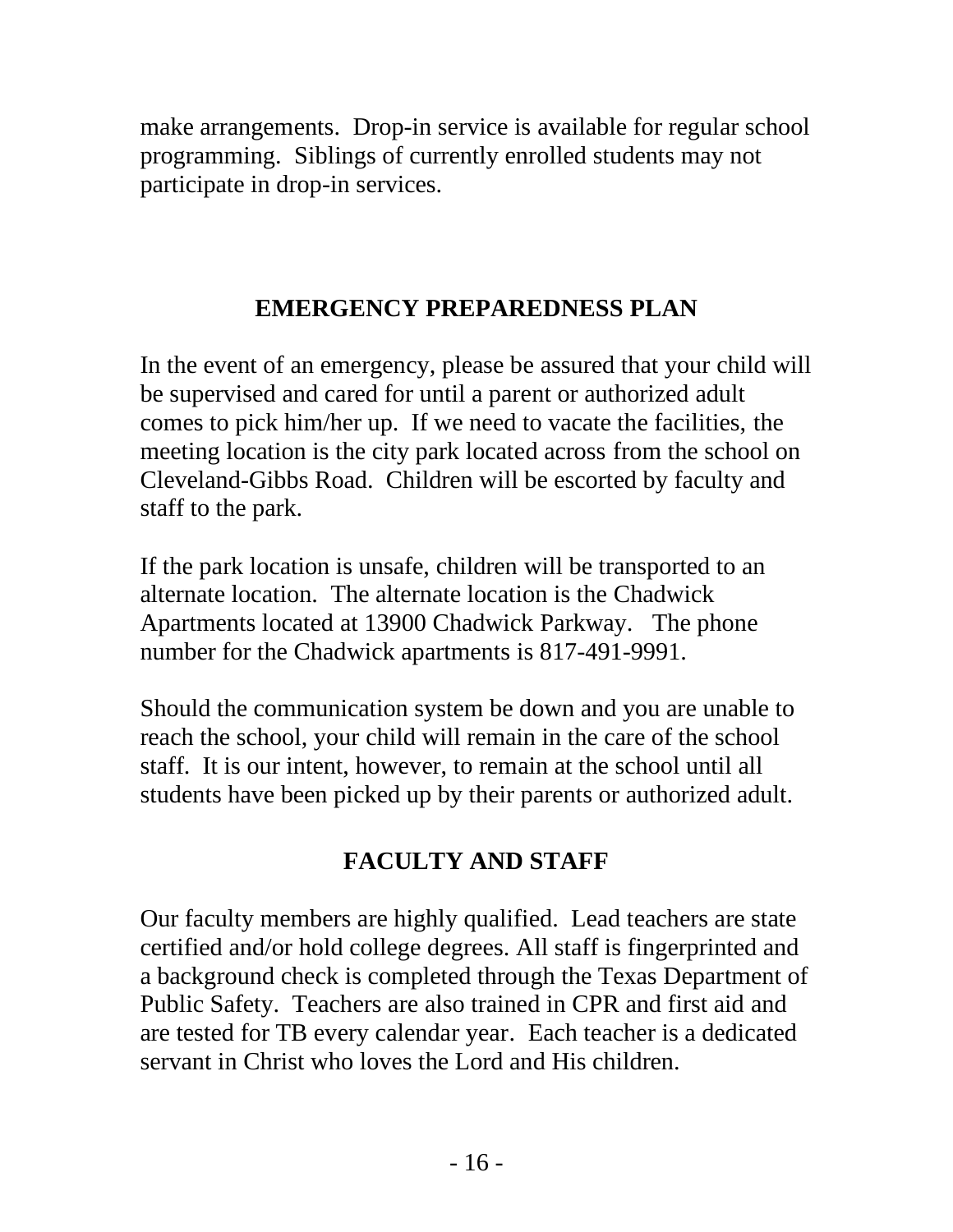make arrangements. Drop-in service is available for regular school programming. Siblings of currently enrolled students may not participate in drop-in services.

## EMERGENCY PREPAREDNESS PLAN

In the event of an emergency, please be assured that your child will be supervised and cared for until a parent or authorized adult comes to pick him/her up. If we need to vacate the facilities, the meeting location is the city park located across from the school on Cleveland-Gibbs Road. Children will be escorted by faculty and staff to the park.

If the park location is unsafe, children will be transported to an alternate location. The alternate location is the Chadwick Apartments located at 13900 Chadwick Parkway. The phone number for the Chadwick apartments is 817-491-9991.

Should the communication system be down and you are unable to reach the school, your child will remain in the care of the school staff. It is our intent, however, to remain at the school until all students have been picked up by their parents or authorized adult.

## FACULTY AND STAFF

Our faculty members are highly qualified. Lead teachers are state certified and/or hold college degrees. All staff is fingerprinted and a background check is completed through the Texas Department of Public Safety. Teachers are also trained in CPR and first aid and are tested for TB every calendar year. Each teacher is a dedicated servant in Christ who loves the Lord and His children.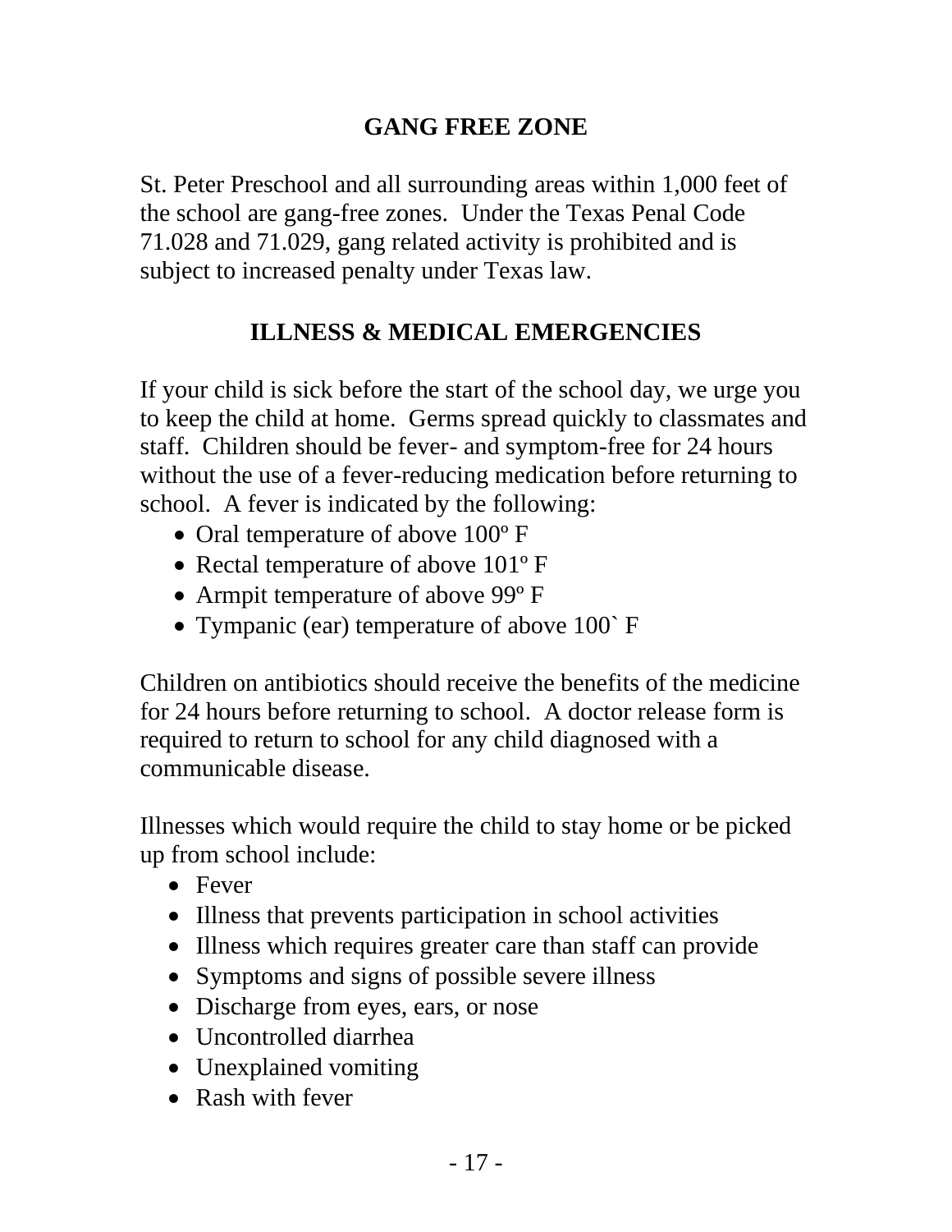## GANG FREE ZONE

St. Peter Preschool and all surrounding areas within 1,000 feet of the school are gang-free zones. Under the Texas Penal Code 71.028 and 71.029, gang related activity is prohibited and is subject to increased penalty under Texas law.

## ILLNESS & MEDICAL EMERGENCIES

If your child is sick before the start of the school day, we urge you to keep the child at home. Germs spread quickly to classmates and staff. Children should be fever- and symptom-free for 24 hours without the use of a fever-reducing medication before returning to school. A fever is indicated by the following:

- Oral temperature of above 100º F
- Rectal temperature of above 101º F
- Armpit temperature of above 99º F
- Tympanic (ear) temperature of above 100` F

Children on antibiotics should receive the benefits of the medicine for 24 hours before returning to school. A doctor release form is required to return to school for any child diagnosed with a communicable disease.

Illnesses which would require the child to stay home or be picked up from school include:

- Fever
- Illness that prevents participation in school activities
- Illness which requires greater care than staff can provide
- Symptoms and signs of possible severe illness
- Discharge from eyes, ears, or nose
- Uncontrolled diarrhea
- Unexplained vomiting
- Rash with fever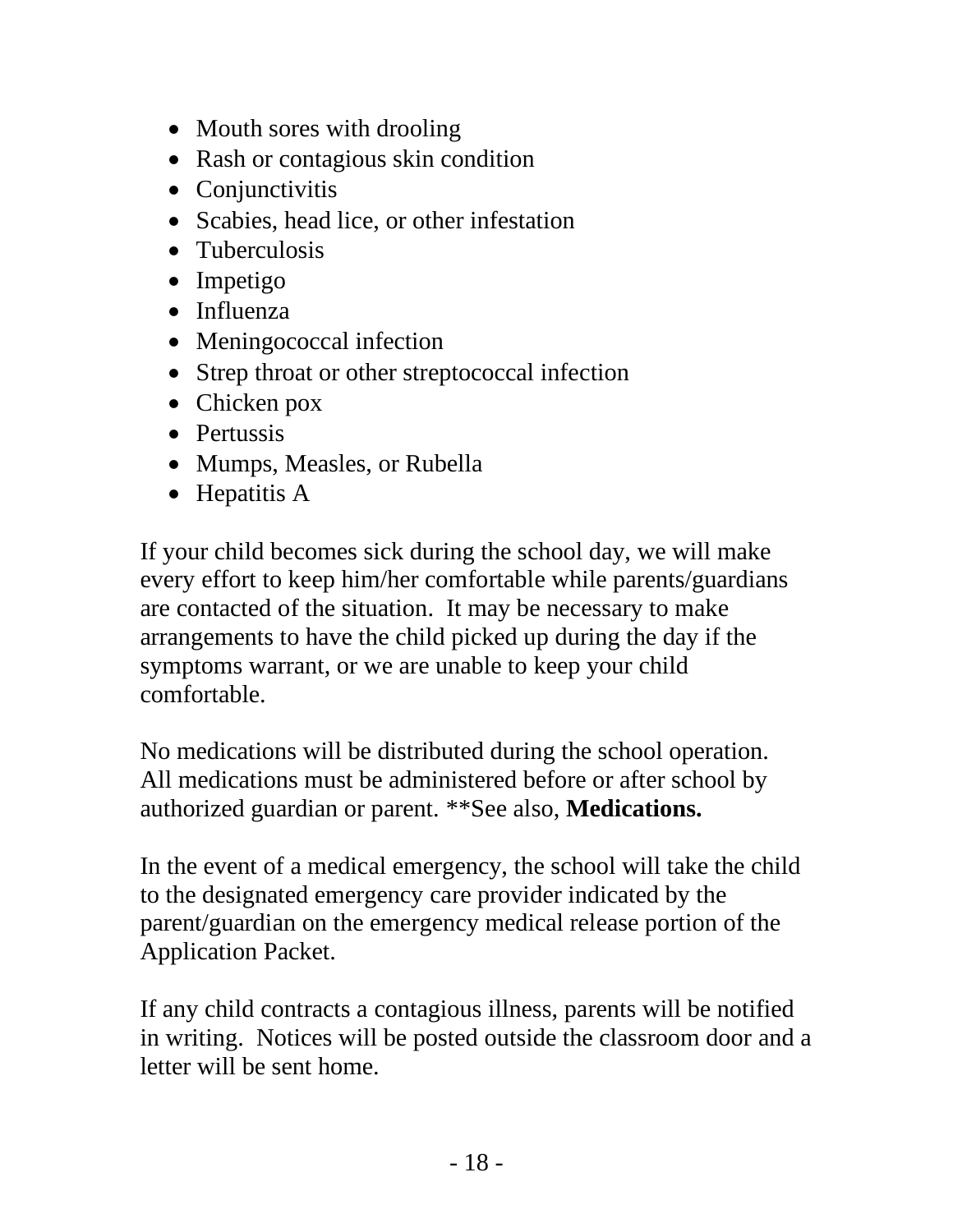- Mouth sores with drooling
- Rash or contagious skin condition
- Conjunctivitis
- Scabies, head lice, or other infestation
- Tuberculosis
- Impetigo
- Influenza
- Meningococcal infection
- Strep throat or other streptococcal infection
- Chicken pox
- Pertussis
- Mumps, Measles, or Rubella
- Hepatitis A

If your child becomes sick during the school day, we will make every effort to keep him/her comfortable while parents/guardians are contacted of the situation. It may be necessary to make arrangements to have the child picked up during the day if the symptoms warrant, or we are unable to keep your child comfortable.

No medications will be distributed during the school operation. All medications must be administered before or after school by authorized guardian or parent. **See also, **Medications.**

In the event of a medical emergency, the school will take the child to the designated emergency care provider indicated by the parent/guardian on the emergency medical release portion of the Application Packet.

If any child contracts a contagious illness, parents will be notified in writing. Notices will be posted outside the classroom door and a letter will be sent home.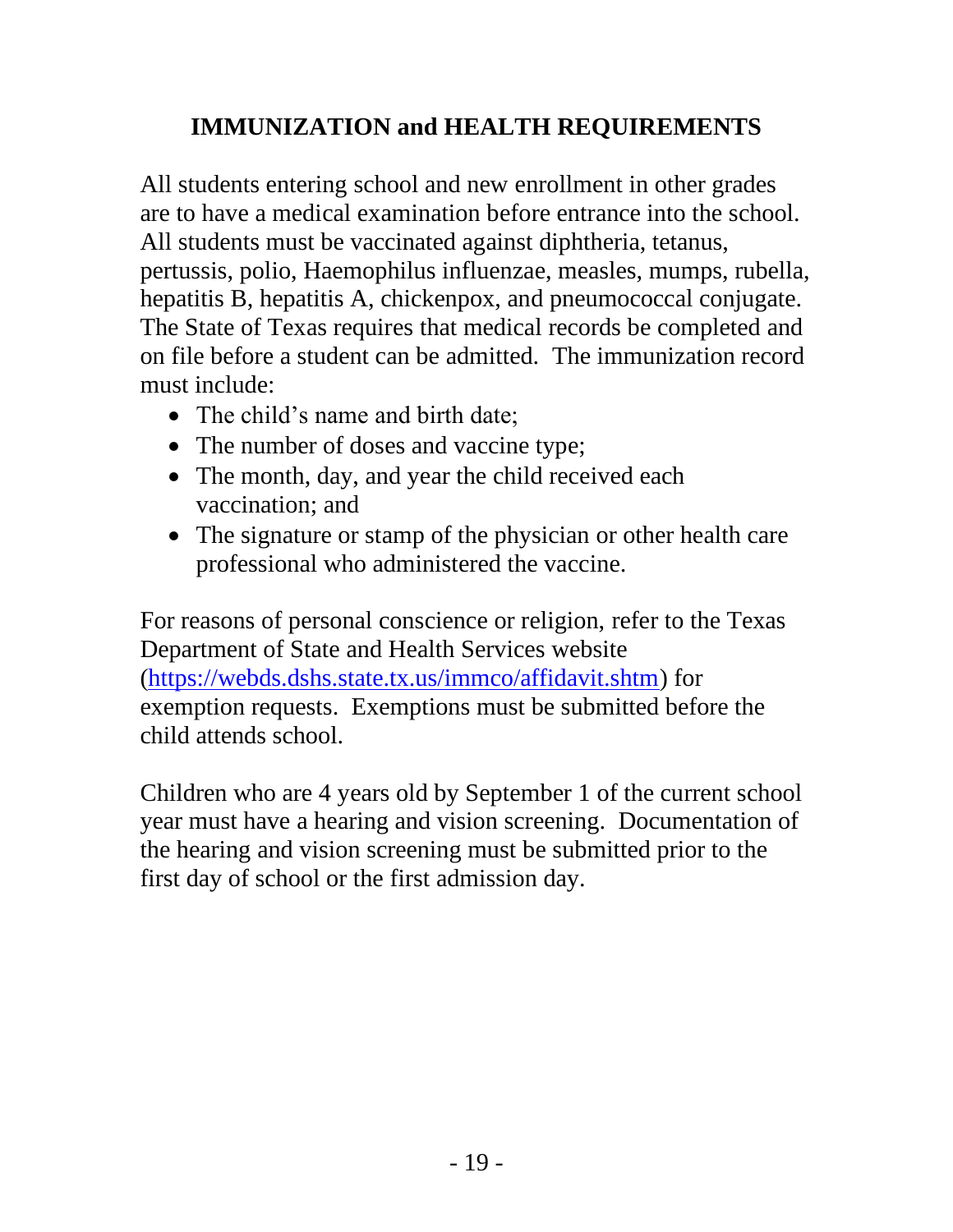## IMMUNIZATION and HEALTH REQUIREMENTS

All students entering school and new enrollment in other grades are to have a medical examination before entrance into the school. All students must be vaccinated against diphtheria, tetanus, pertussis, polio, Haemophilus influenzae, measles, mumps, rubella, hepatitis B, hepatitis A, chickenpox, and pneumococcal conjugate. The State of Texas requires that medical records be completed and on file before a student can be admitted. The immunization record must include:

- The child's name and birth date;
- The number of doses and vaccine type;
- The month, day, and year the child received each vaccination; and
- The signature or stamp of the physician or other health care professional who administered the vaccine.

For reasons of personal conscience or religion, refer to the Texas Department of State and Health Services website (https://webds.dshs.state.tx.us/immco/affidavit.shtm) for exemption requests. Exemptions must be submitted before the child attends school.

Children who are 4 years old by September 1 of the current school year must have a hearing and vision screening. Documentation of the hearing and vision screening must be submitted prior to the first day of school or the first admission day.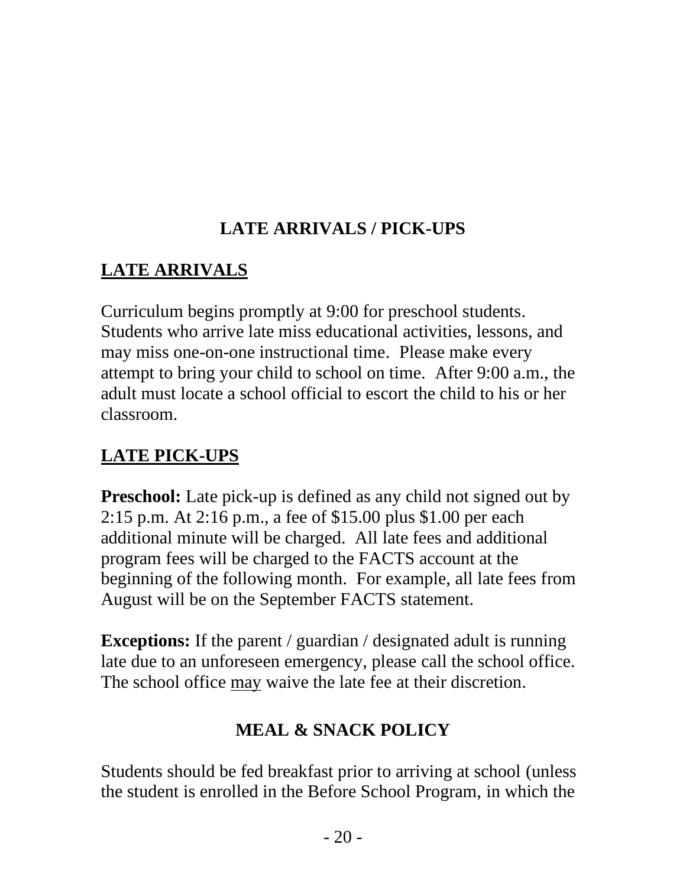## LATE ARRIVALS / PICK-UPS

### LATE ARRIVALS

Curriculum begins promptly at 9:00 for preschool students. Students who arrive late miss educational activities, lessons, and may miss one-on-one instructional time. Please make every attempt to bring your child to school on time. After 9:00 a.m., the adult must locate a school official to escort the child to his or her classroom.

### LATE PICK-UPS

**Preschool:** Late pick-up is defined as any child not signed out by 2:15 p.m. At 2:16 p.m., a fee of $15.00 plus $1.00 per each additional minute will be charged. All late fees and additional program fees will be charged to the FACTS account at the beginning of the following month. For example, all late fees from August will be on the September FACTS statement.

**Exceptions:** If the parent / guardian / designated adult is running late due to an unforeseen emergency, please call the school office. The school office <u>may</u> waive the late fee at their discretion.

## MEAL & SNACK POLICY

Students should be fed breakfast prior to arriving at school (unless the student is enrolled in the Before School Program, in which the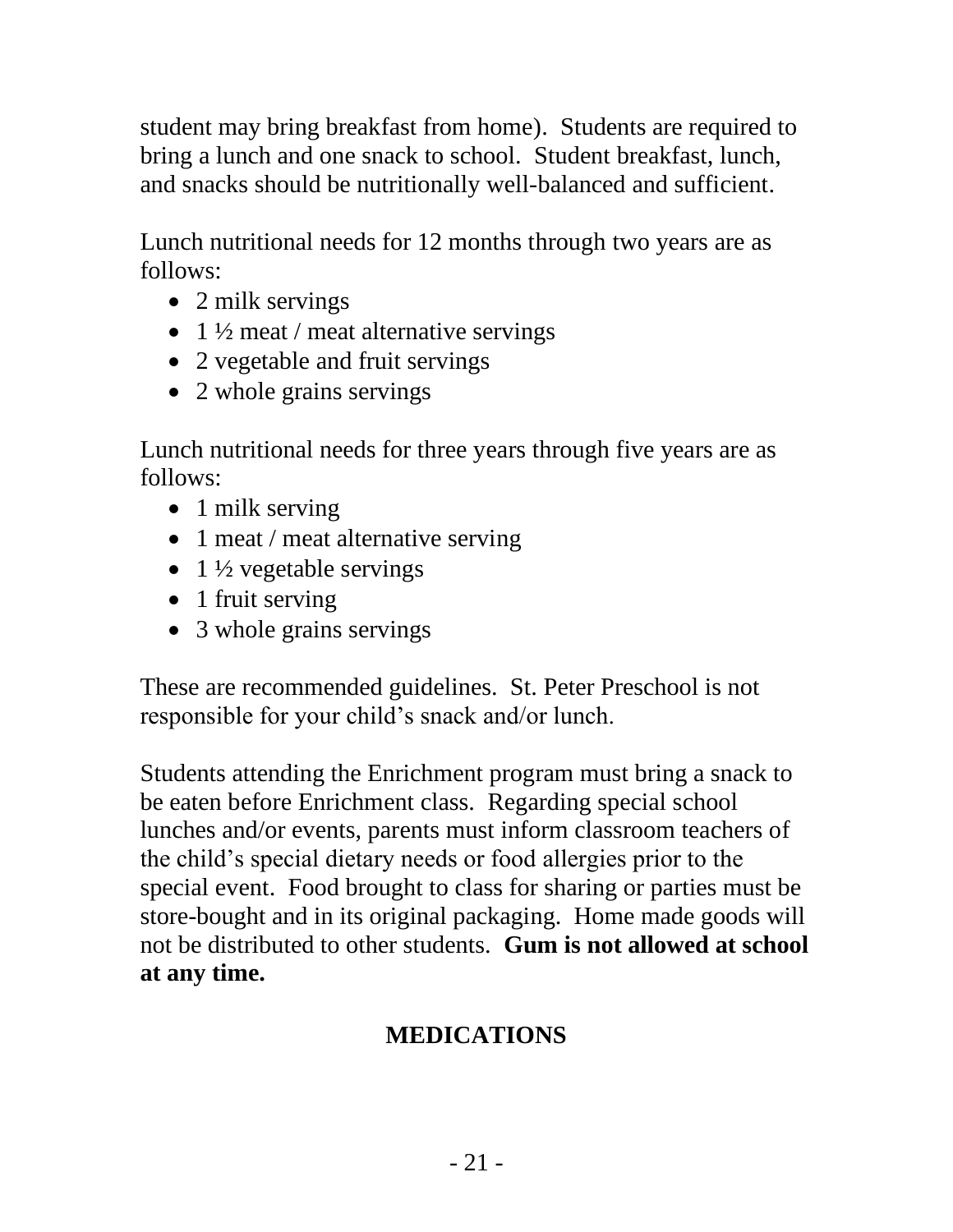student may bring breakfast from home). Students are required to bring a lunch and one snack to school. Student breakfast, lunch, and snacks should be nutritionally well-balanced and sufficient.

Lunch nutritional needs for 12 months through two years are as follows:

- 2 milk servings
- 1 ½ meat / meat alternative servings
- 2 vegetable and fruit servings
- 2 whole grains servings

Lunch nutritional needs for three years through five years are as follows:

- 1 milk serving
- 1 meat / meat alternative serving
- 1 ½ vegetable servings
- 1 fruit serving
- 3 whole grains servings

These are recommended guidelines. St. Peter Preschool is not responsible for your child's snack and/or lunch.

Students attending the Enrichment program must bring a snack to be eaten before Enrichment class. Regarding special school lunches and/or events, parents must inform classroom teachers of the child's special dietary needs or food allergies prior to the special event. Food brought to class for sharing or parties must be store-bought and in its original packaging. Home made goods will not be distributed to other students. **Gum is not allowed at school at any time.**

## MEDICATIONS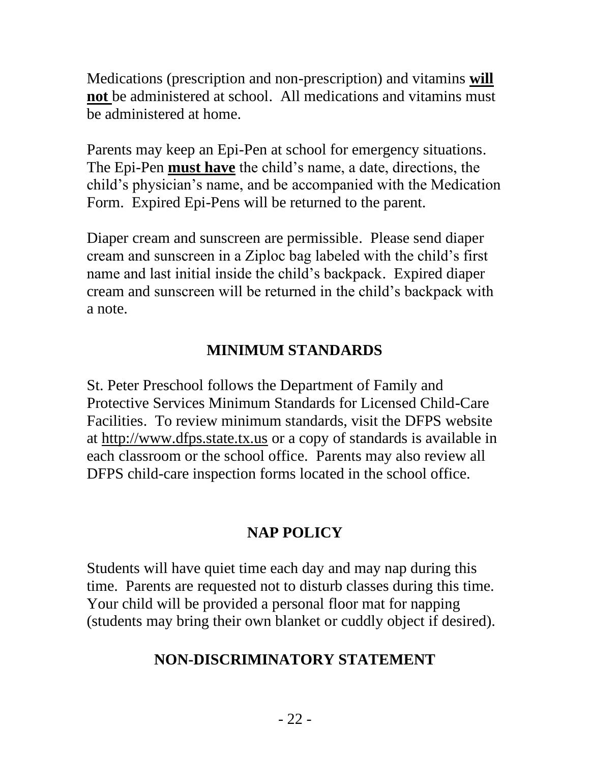Medications (prescription and non-prescription) and vitamins **will not** be administered at school. All medications and vitamins must be administered at home.

Parents may keep an Epi-Pen at school for emergency situations. The Epi-Pen **must have** the child's name, a date, directions, the child's physician's name, and be accompanied with the Medication Form. Expired Epi-Pens will be returned to the parent.

Diaper cream and sunscreen are permissible. Please send diaper cream and sunscreen in a Ziploc bag labeled with the child's first name and last initial inside the child's backpack. Expired diaper cream and sunscreen will be returned in the child's backpack with a note.

## MINIMUM STANDARDS

St. Peter Preschool follows the Department of Family and Protective Services Minimum Standards for Licensed Child-Care Facilities. To review minimum standards, visit the DFPS website at http://www.dfps.state.tx.us or a copy of standards is available in each classroom or the school office. Parents may also review all DFPS child-care inspection forms located in the school office.

## NAP POLICY

Students will have quiet time each day and may nap during this time. Parents are requested not to disturb classes during this time. Your child will be provided a personal floor mat for napping (students may bring their own blanket or cuddly object if desired).

## NON-DISCRIMINATORY STATEMENT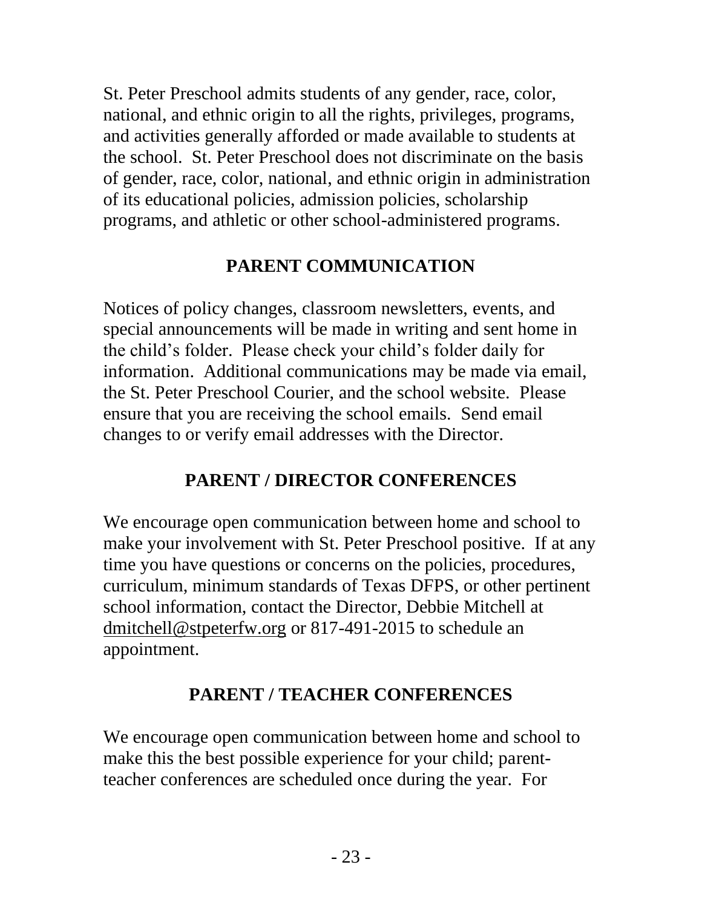St. Peter Preschool admits students of any gender, race, color, national, and ethnic origin to all the rights, privileges, programs, and activities generally afforded or made available to students at the school. St. Peter Preschool does not discriminate on the basis of gender, race, color, national, and ethnic origin in administration of its educational policies, admission policies, scholarship programs, and athletic or other school-administered programs.

## PARENT COMMUNICATION

Notices of policy changes, classroom newsletters, events, and special announcements will be made in writing and sent home in the child's folder. Please check your child's folder daily for information. Additional communications may be made via email, the St. Peter Preschool Courier, and the school website. Please ensure that you are receiving the school emails. Send email changes to or verify email addresses with the Director.

## PARENT / DIRECTOR CONFERENCES

We encourage open communication between home and school to make your involvement with St. Peter Preschool positive. If at any time you have questions or concerns on the policies, procedures, curriculum, minimum standards of Texas DFPS, or other pertinent school information, contact the Director, Debbie Mitchell at dmitchell@stpeterfw.org or 817-491-2015 to schedule an appointment.

## PARENT / TEACHER CONFERENCES

We encourage open communication between home and school to make this the best possible experience for your child; parent-teacher conferences are scheduled once during the year. For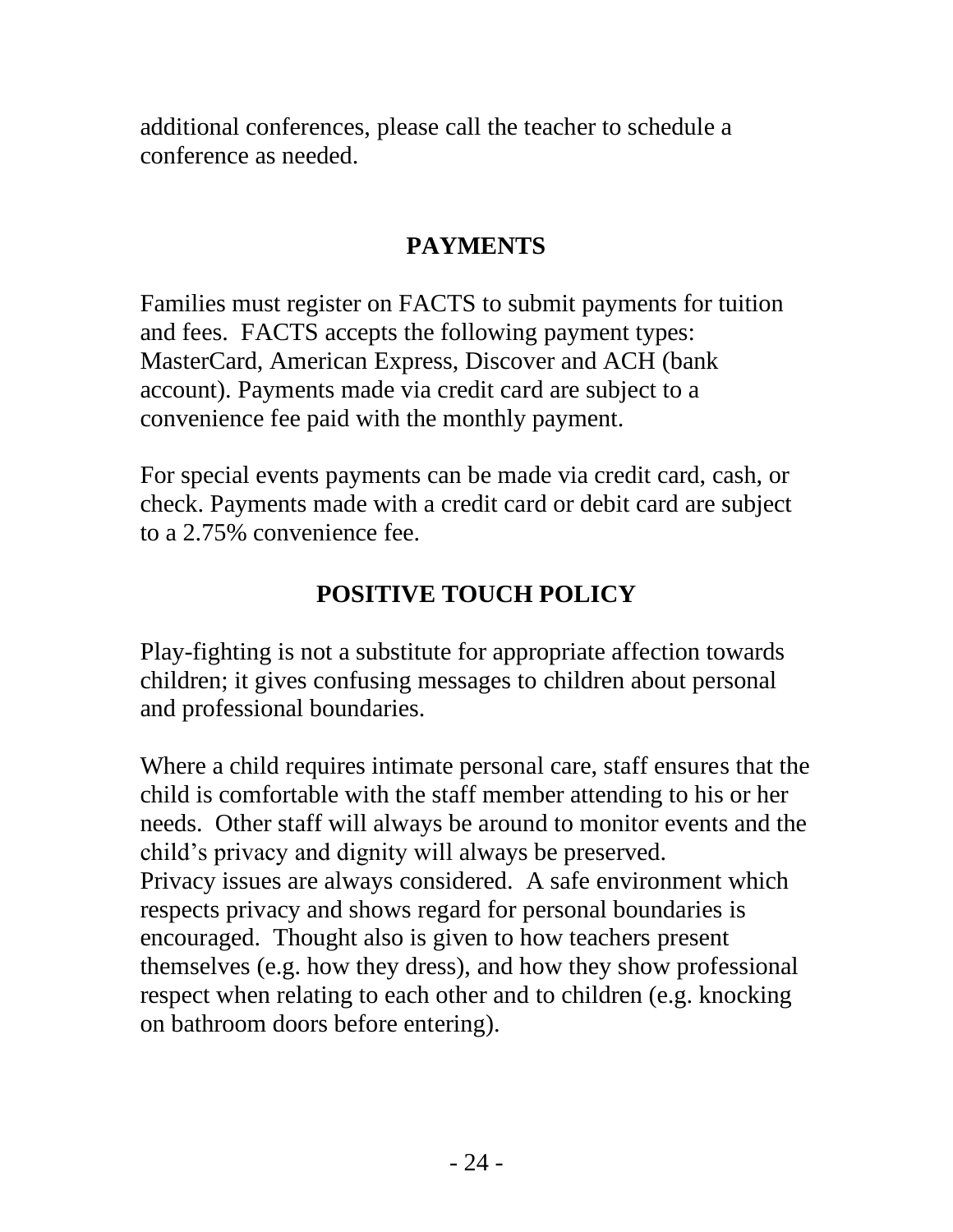additional conferences, please call the teacher to schedule a conference as needed.

## PAYMENTS

Families must register on FACTS to submit payments for tuition and fees. FACTS accepts the following payment types: MasterCard, American Express, Discover and ACH (bank account). Payments made via credit card are subject to a convenience fee paid with the monthly payment.

For special events payments can be made via credit card, cash, or check. Payments made with a credit card or debit card are subject to a 2.75% convenience fee.

## POSITIVE TOUCH POLICY

Play-fighting is not a substitute for appropriate affection towards children; it gives confusing messages to children about personal and professional boundaries.

Where a child requires intimate personal care, staff ensures that the child is comfortable with the staff member attending to his or her needs. Other staff will always be around to monitor events and the child's privacy and dignity will always be preserved.
Privacy issues are always considered. A safe environment which respects privacy and shows regard for personal boundaries is encouraged. Thought also is given to how teachers present themselves (e.g. how they dress), and how they show professional respect when relating to each other and to children (e.g. knocking on bathroom doors before entering).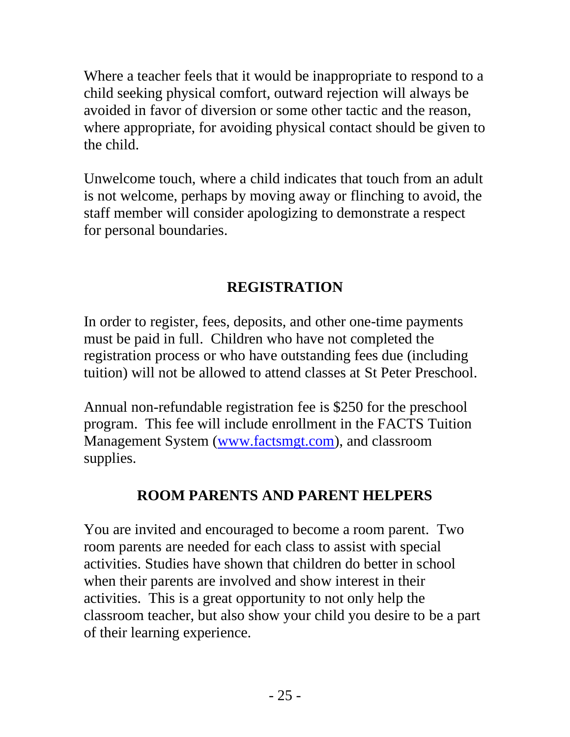Where a teacher feels that it would be inappropriate to respond to a child seeking physical comfort, outward rejection will always be avoided in favor of diversion or some other tactic and the reason, where appropriate, for avoiding physical contact should be given to the child.

Unwelcome touch, where a child indicates that touch from an adult is not welcome, perhaps by moving away or flinching to avoid, the staff member will consider apologizing to demonstrate a respect for personal boundaries.

## REGISTRATION

In order to register, fees, deposits, and other one-time payments must be paid in full. Children who have not completed the registration process or who have outstanding fees due (including tuition) will not be allowed to attend classes at St Peter Preschool.

Annual non-refundable registration fee is $250 for the preschool program. This fee will include enrollment in the FACTS Tuition Management System (www.factsmgt.com), and classroom supplies.

## ROOM PARENTS AND PARENT HELPERS

You are invited and encouraged to become a room parent. Two room parents are needed for each class to assist with special activities. Studies have shown that children do better in school when their parents are involved and show interest in their activities. This is a great opportunity to not only help the classroom teacher, but also show your child you desire to be a part of their learning experience.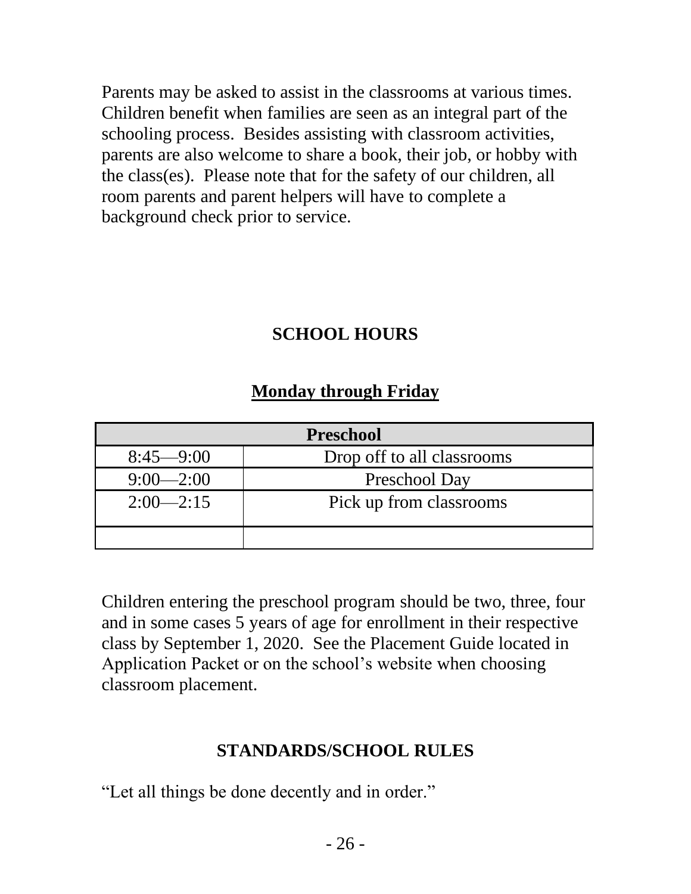Parents may be asked to assist in the classrooms at various times. Children benefit when families are seen as an integral part of the schooling process. Besides assisting with classroom activities, parents are also welcome to share a book, their job, or hobby with the class(es). Please note that for the safety of our children, all room parents and parent helpers will have to complete a background check prior to service.

## SCHOOL HOURS

### Monday through Friday

| **Preschool** | |
|---|---|
| 8:45—9:00 | Drop off to all classrooms |
| 9:00—2:00 | Preschool Day |
| 2:00—2:15 | Pick up from classrooms |
| | |

Children entering the preschool program should be two, three, four and in some cases 5 years of age for enrollment in their respective class by September 1, 2020. See the Placement Guide located in Application Packet or on the school's website when choosing classroom placement.

## STANDARDS/SCHOOL RULES

"Let all things be done decently and in order."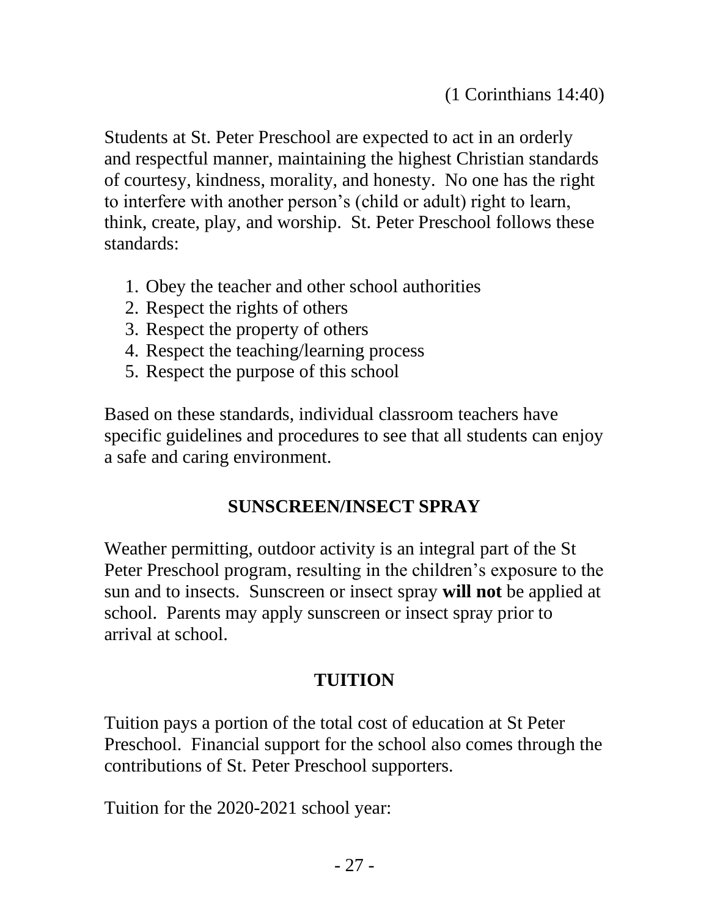(1 Corinthians 14:40)

Students at St. Peter Preschool are expected to act in an orderly and respectful manner, maintaining the highest Christian standards of courtesy, kindness, morality, and honesty. No one has the right to interfere with another person's (child or adult) right to learn, think, create, play, and worship. St. Peter Preschool follows these standards:

1. Obey the teacher and other school authorities
2. Respect the rights of others
3. Respect the property of others
4. Respect the teaching/learning process
5. Respect the purpose of this school

Based on these standards, individual classroom teachers have specific guidelines and procedures to see that all students can enjoy a safe and caring environment.

## SUNSCREEN/INSECT SPRAY

Weather permitting, outdoor activity is an integral part of the St Peter Preschool program, resulting in the children's exposure to the sun and to insects. Sunscreen or insect spray **will not** be applied at school. Parents may apply sunscreen or insect spray prior to arrival at school.

## TUITION

Tuition pays a portion of the total cost of education at St Peter Preschool. Financial support for the school also comes through the contributions of St. Peter Preschool supporters.

Tuition for the 2020-2021 school year: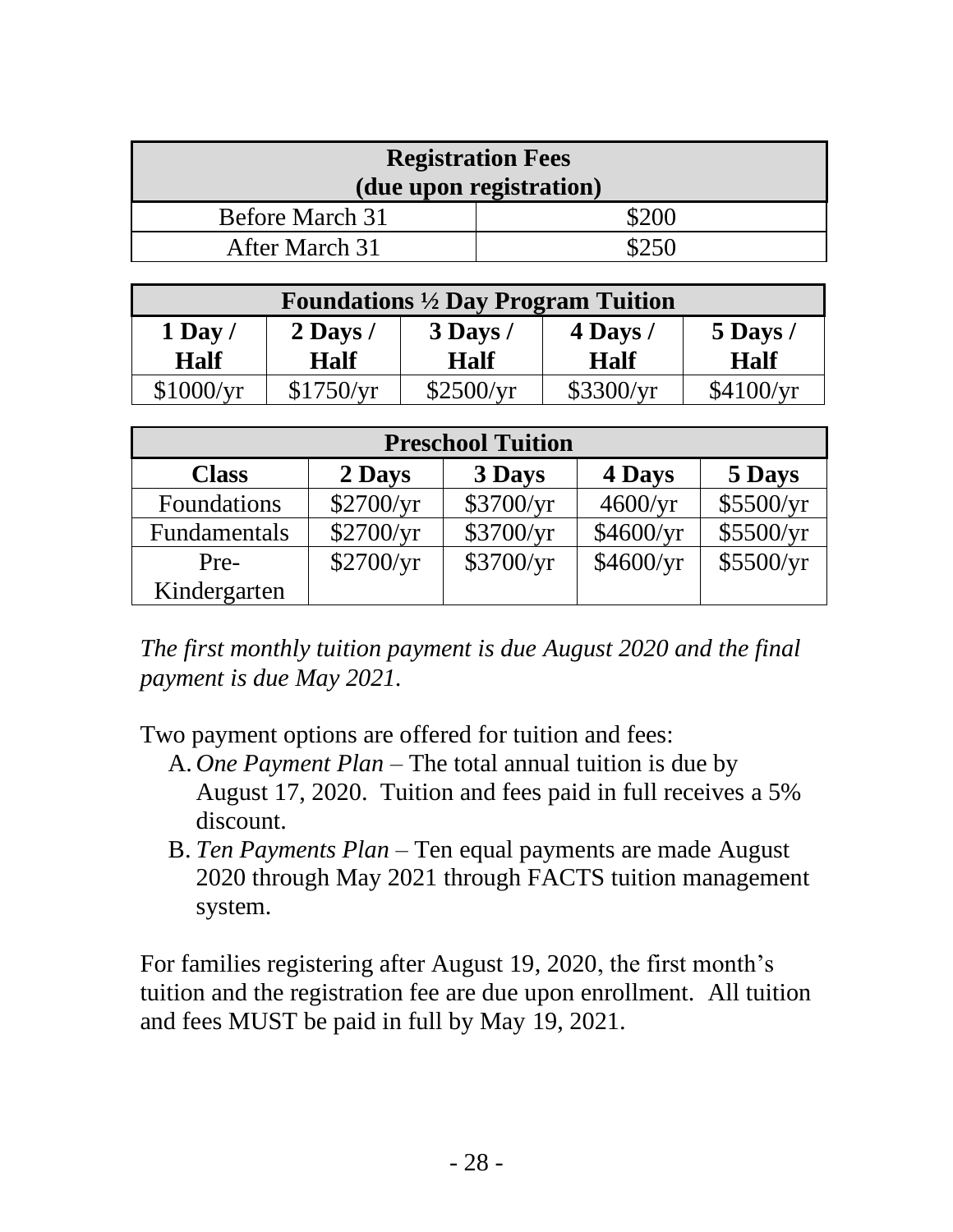| Registration Fees (due upon registration) | |
|---|---|
| Before March 31 | $200 |
| After March 31 | $250 |

| Foundations ½ Day Program Tuition | | | | |
|---|---|---|---|---|
| **1 Day / Half** | **2 Days / Half** | **3 Days / Half** | **4 Days / Half** | **5 Days / Half** |
| $1000/yr | $1750/yr | $2500/yr | $3300/yr | $4100/yr |

| Preschool Tuition | | | | |
|---|---|---|---|---|
| **Class** | **2 Days** | **3 Days** | **4 Days** | **5 Days** |
| Foundations | $2700/yr | $3700/yr | 4600/yr | $5500/yr |
| Fundamentals | $2700/yr | $3700/yr | $4600/yr | $5500/yr |
| Pre-Kindergarten | $2700/yr | $3700/yr | $4600/yr | $5500/yr |

*The first monthly tuition payment is due August 2020 and the final payment is due May 2021.*

Two payment options are offered for tuition and fees:

A. *One Payment Plan* – The total annual tuition is due by August 17, 2020. Tuition and fees paid in full receives a 5% discount.
B. *Ten Payments Plan* – Ten equal payments are made August 2020 through May 2021 through FACTS tuition management system.

For families registering after August 19, 2020, the first month's tuition and the registration fee are due upon enrollment. All tuition and fees MUST be paid in full by May 19, 2021.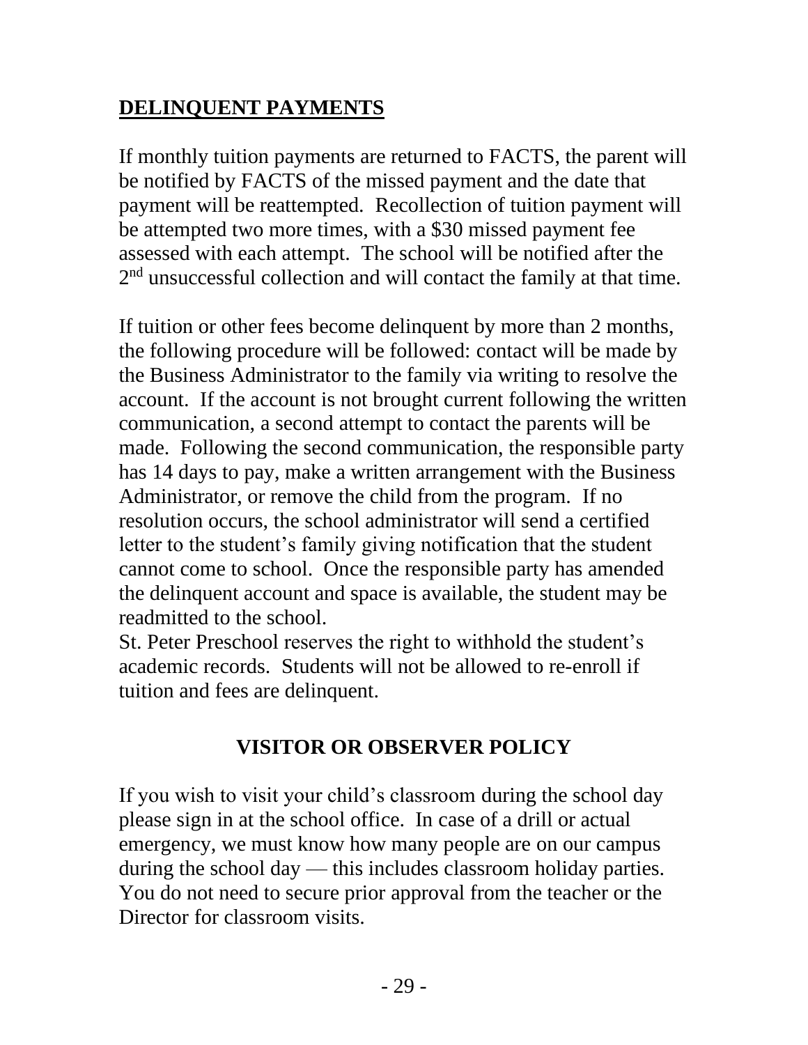## DELINQUENT PAYMENTS

If monthly tuition payments are returned to FACTS, the parent will be notified by FACTS of the missed payment and the date that payment will be reattempted. Recollection of tuition payment will be attempted two more times, with a $30 missed payment fee assessed with each attempt. The school will be notified after the 2nd unsuccessful collection and will contact the family at that time.

If tuition or other fees become delinquent by more than 2 months, the following procedure will be followed: contact will be made by the Business Administrator to the family via writing to resolve the account. If the account is not brought current following the written communication, a second attempt to contact the parents will be made. Following the second communication, the responsible party has 14 days to pay, make a written arrangement with the Business Administrator, or remove the child from the program. If no resolution occurs, the school administrator will send a certified letter to the student's family giving notification that the student cannot come to school. Once the responsible party has amended the delinquent account and space is available, the student may be readmitted to the school.

St. Peter Preschool reserves the right to withhold the student's academic records. Students will not be allowed to re-enroll if tuition and fees are delinquent.

## VISITOR OR OBSERVER POLICY

If you wish to visit your child's classroom during the school day please sign in at the school office. In case of a drill or actual emergency, we must know how many people are on our campus during the school day — this includes classroom holiday parties. You do not need to secure prior approval from the teacher or the Director for classroom visits.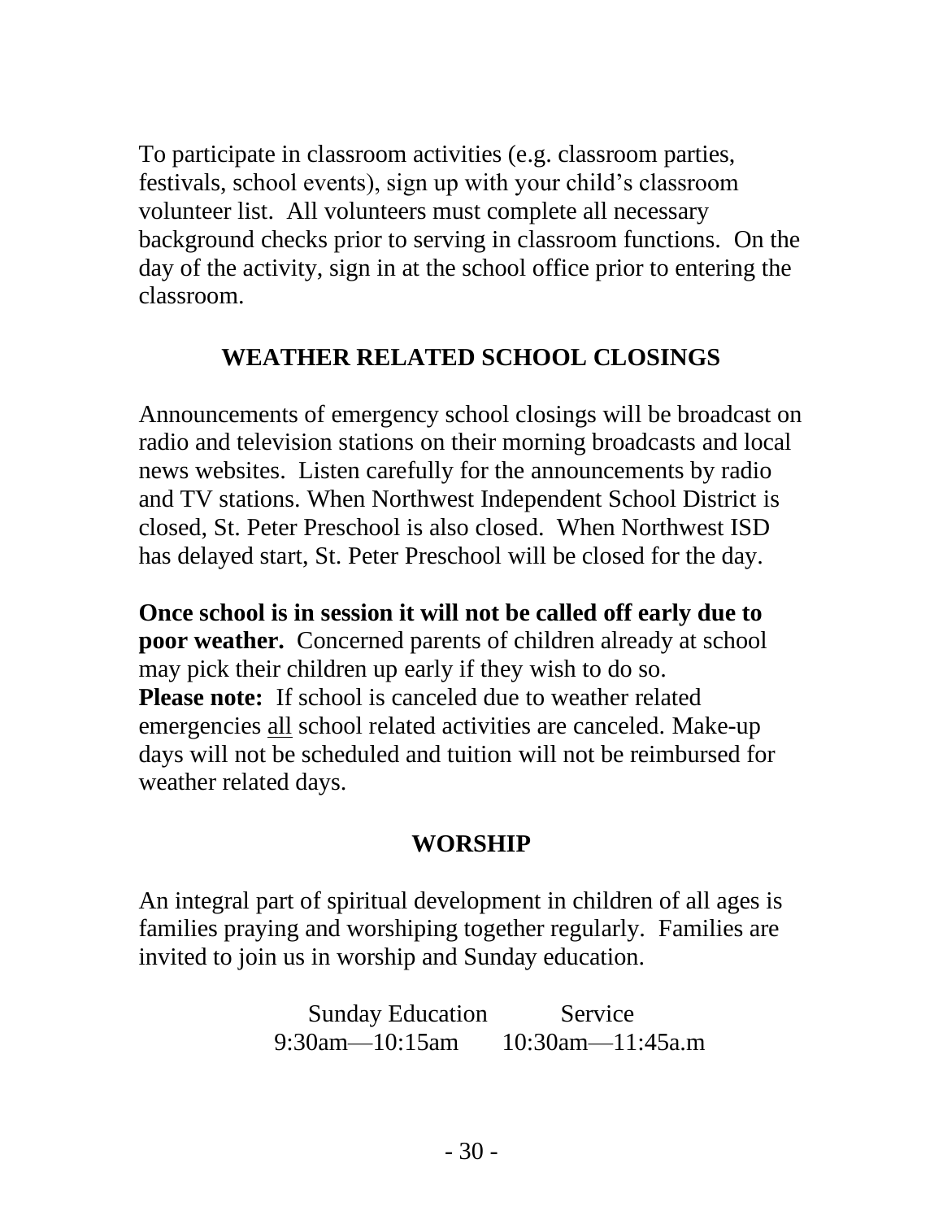To participate in classroom activities (e.g. classroom parties, festivals, school events), sign up with your child's classroom volunteer list. All volunteers must complete all necessary background checks prior to serving in classroom functions. On the day of the activity, sign in at the school office prior to entering the classroom.

## WEATHER RELATED SCHOOL CLOSINGS

Announcements of emergency school closings will be broadcast on radio and television stations on their morning broadcasts and local news websites. Listen carefully for the announcements by radio and TV stations. When Northwest Independent School District is closed, St. Peter Preschool is also closed. When Northwest ISD has delayed start, St. Peter Preschool will be closed for the day.

**Once school is in session it will not be called off early due to poor weather.** Concerned parents of children already at school may pick their children up early if they wish to do so.
**Please note:** If school is canceled due to weather related emergencies <u>all</u> school related activities are canceled. Make-up days will not be scheduled and tuition will not be reimbursed for weather related days.

## WORSHIP

An integral part of spiritual development in children of all ages is families praying and worshiping together regularly. Families are invited to join us in worship and Sunday education.

| Sunday Education | Service |
|---|---|
| 9:30am—10:15am | 10:30am—11:45a.m |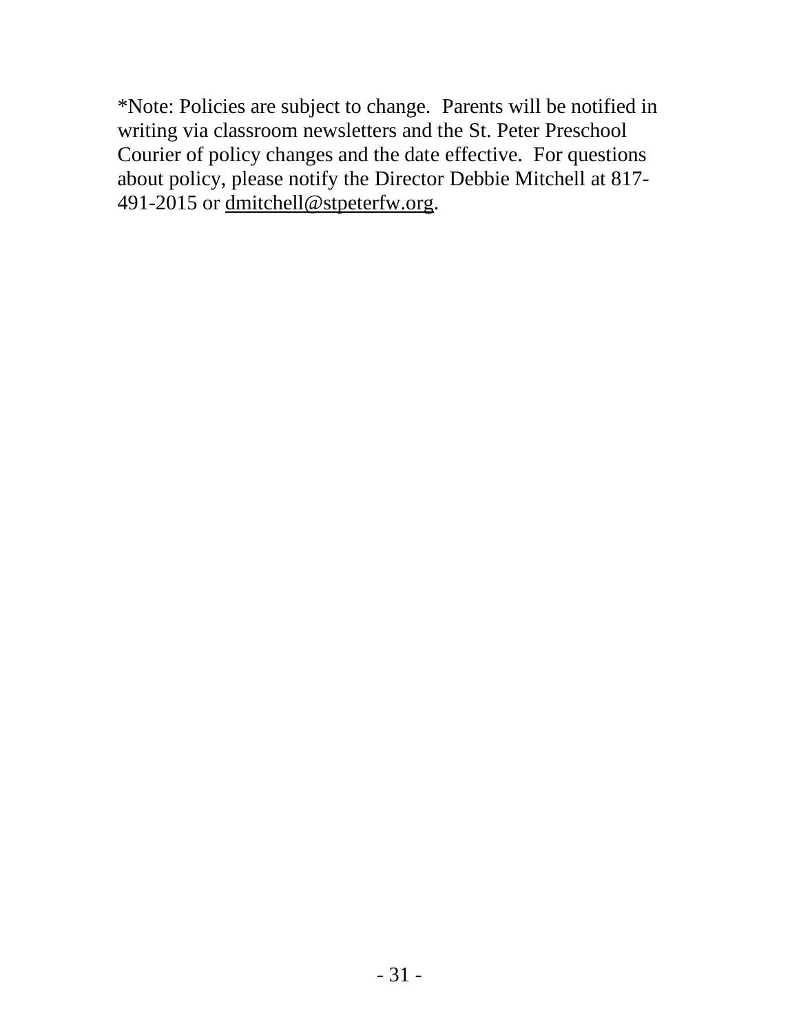*Note: Policies are subject to change. Parents will be notified in writing via classroom newsletters and the St. Peter Preschool Courier of policy changes and the date effective. For questions about policy, please notify the Director Debbie Mitchell at 817-491-2015 or dmitchell@stpeterfw.org.